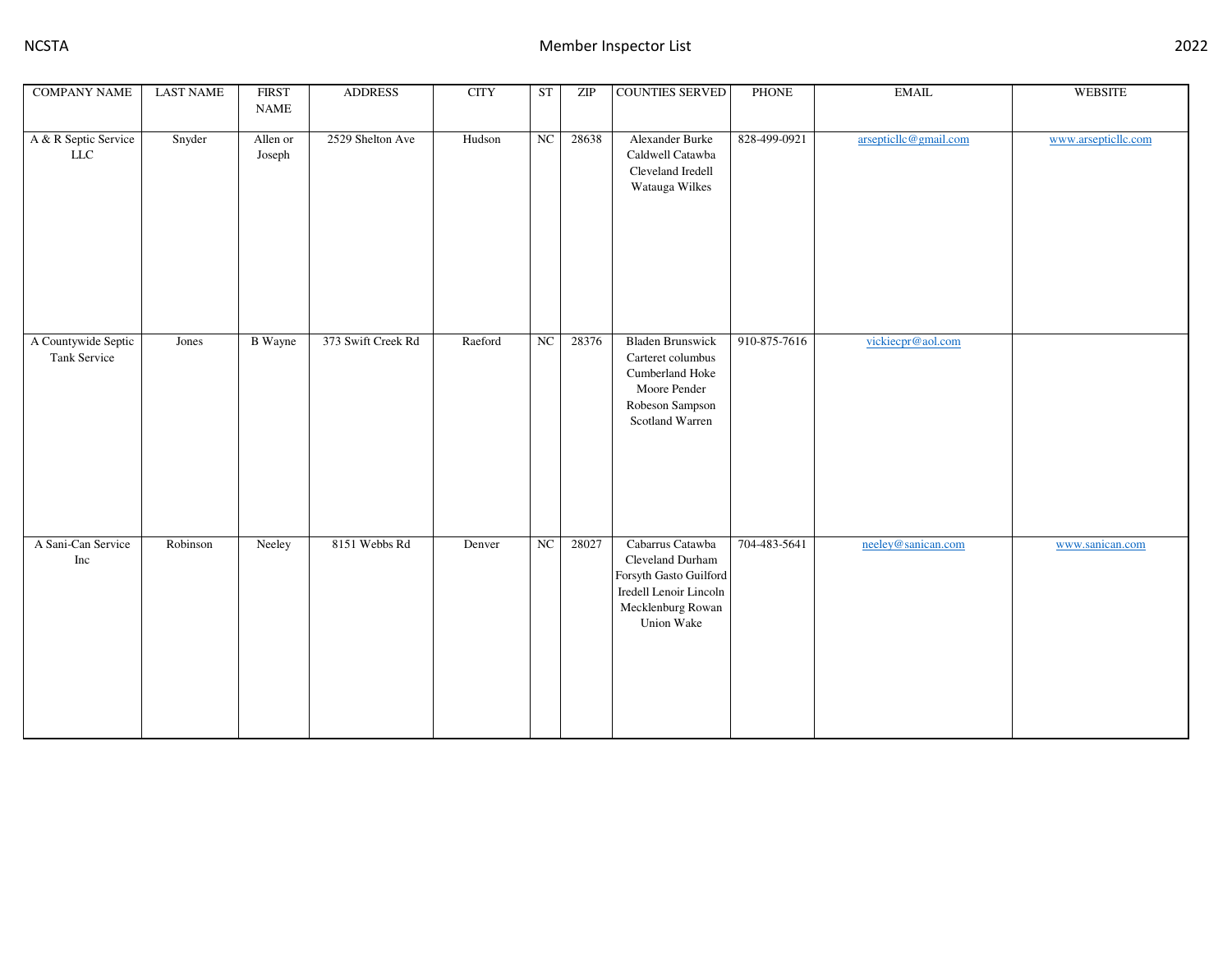| COMPANY NAME | LAST NAME | FIRST NAME | ADDRESS | CITY | ST | ZIP | COUNTIES SERVED | PHONE | EMAIL | WEBSITE |
|---|---|---|---|---|---|---|---|---|---|---|
| A & R Septic Service LLC | Snyder | Allen or Joseph | 2529 Shelton Ave | Hudson | NC | 28638 | Alexander Burke Caldwell Catawba Cleveland Iredell Watauga Wilkes | 828-499-0921 | arsepticllc@gmail.com | www.arsepticllc.com |
| A Countywide Septic Tank Service | Jones | B Wayne | 373 Swift Creek Rd | Raeford | NC | 28376 | Bladen Brunswick Carteret columbus Cumberland Hoke Moore Pender Robeson Sampson Scotland Warren | 910-875-7616 | vickiecpr@aol.com | |
| A Sani-Can Service Inc | Robinson | Neeley | 8151 Webbs Rd | Denver | NC | 28027 | Cabarrus Catawba Cleveland Durham Forsyth Gasto Guilford Iredell Lenoir Lincoln Mecklenburg Rowan Union Wake | 704-483-5641 | neeley@sanican.com | www.sanican.com |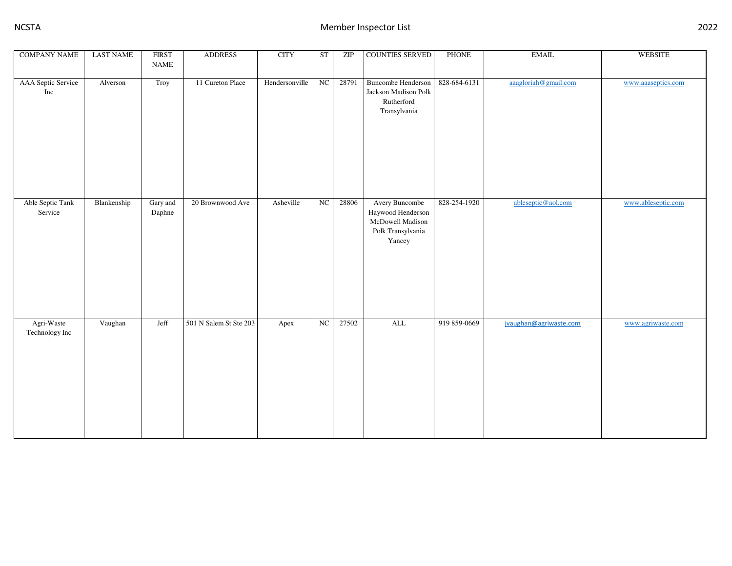| COMPANY NAME | LAST NAME | FIRST NAME | ADDRESS | CITY | ST | ZIP | COUNTIES SERVED | PHONE | EMAIL | WEBSITE |
|---|---|---|---|---|---|---|---|---|---|---|
| AAA Septic Service Inc | Alverson | Troy | 11 Cureton Place | Hendersonville | NC | 28791 | Buncombe Henderson Jackson Madison Polk Rutherford Transylvania | 828-684-6131 | aaagloriah@gmail.com | www.aaaseptics.com |
| Able Septic Tank Service | Blankenship | Gary and Daphne | 20 Brownwood Ave | Asheville | NC | 28806 | Avery Buncombe Haywood Henderson McDowell Madison Polk Transylvania Yancey | 828-254-1920 | ableseptic@aol.com | www.ableseptic.com |
| Agri-Waste Technology Inc | Vaughan | Jeff | 501 N Salem St Ste 203 | Apex | NC | 27502 | ALL | 919 859-0669 | jvaughan@agriwaste.com | www.agriwaste.com |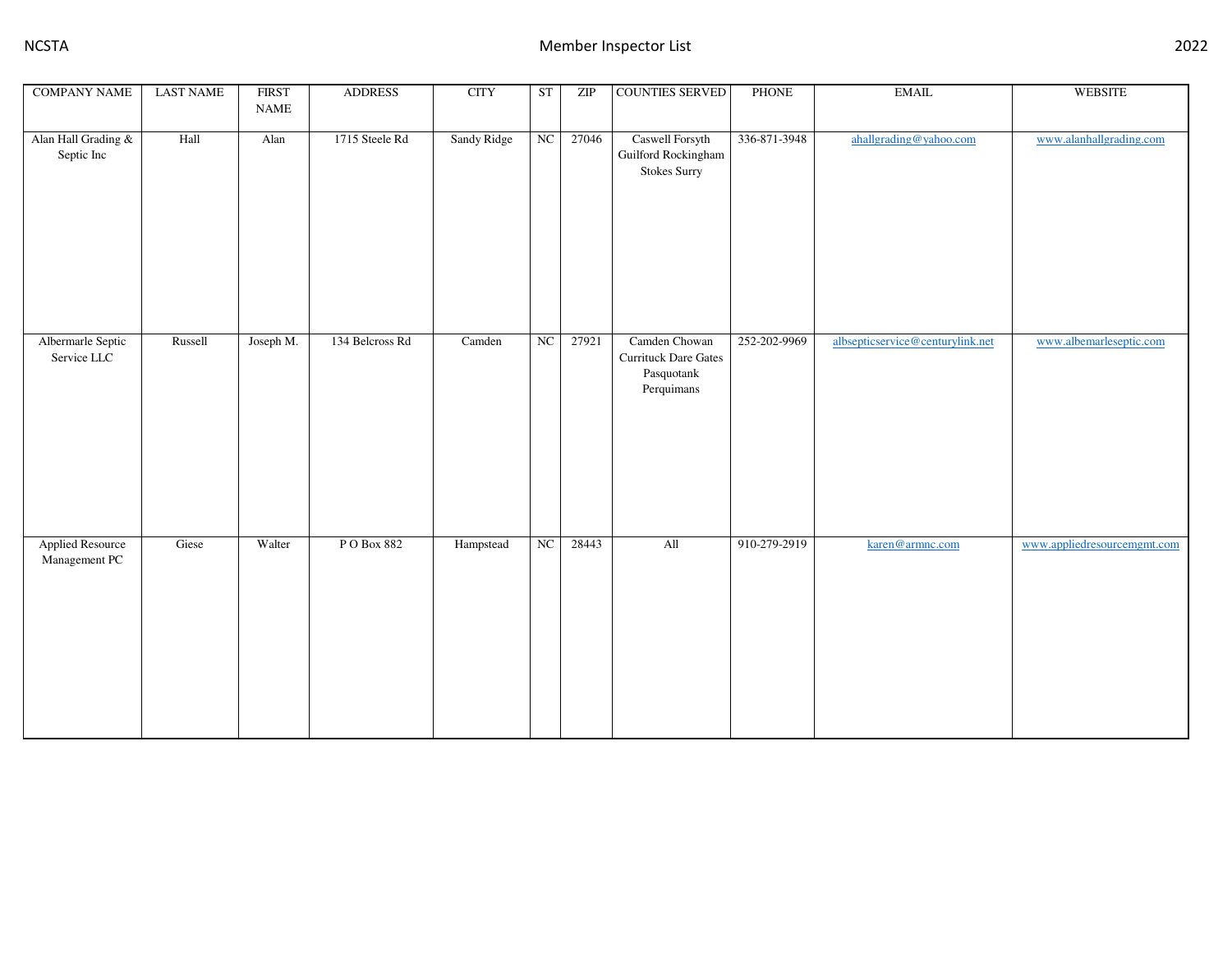| COMPANY NAME | LAST NAME | FIRST NAME | ADDRESS | CITY | ST | ZIP | COUNTIES SERVED | PHONE | EMAIL | WEBSITE |
|---|---|---|---|---|---|---|---|---|---|---|
| Alan Hall Grading & Septic Inc | Hall | Alan | 1715 Steele Rd | Sandy Ridge | NC | 27046 | Caswell Forsyth Guilford Rockingham Stokes Surry | 336-871-3948 | ahallgrading@yahoo.com | www.alanhallgrading.com |
| Albermarle Septic Service LLC | Russell | Joseph M. | 134 Belcross Rd | Camden | NC | 27921 | Camden Chowan Currituck Dare Gates Pasquotank Perquimans | 252-202-9969 | albsepticservice@centurylink.net | www.albemarleseptic.com |
| Applied Resource Management PC | Giese | Walter | P O Box 882 | Hampstead | NC | 28443 | All | 910-279-2919 | karen@armnc.com | www.appliedresourcemgmt.com |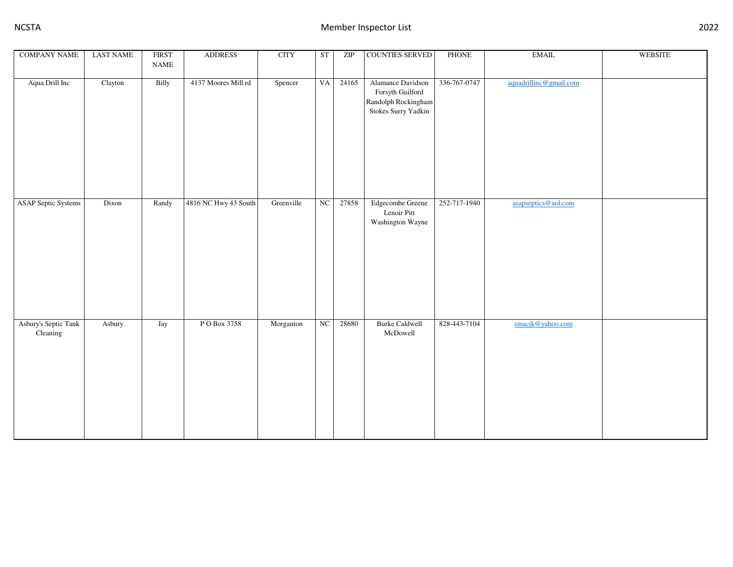| COMPANY NAME | LAST NAME | FIRST NAME | ADDRESS | CITY | ST | ZIP | COUNTIES SERVED | PHONE | EMAIL | WEBSITE |
|---|---|---|---|---|---|---|---|---|---|---|
| Aqua Drill Inc | Clayton | Billy | 4137 Moores Mill rd | Spencer | VA | 24165 | Alamance Davidson Forsyth Guilford Randolph Rockingham Stokes Surry Yadkin | 336-767-0747 | aquadrillinc@gmail.com | |
| ASAP Septic Systems | Dixon | Randy | 4816 NC Hwy 43 South | Greenville | NC | 27858 | Edgecombe Greene Lenoir Pitt Washington Wayne | 252-717-1940 | asapseptics@aol.com | |
| Asbury's Septic Tank Cleaning | Asbury | Jay | P O Box 3758 | Morganton | NC | 28680 | Burke Caldwell McDowell | 828-443-7104 | smacjk@yahoo.com | |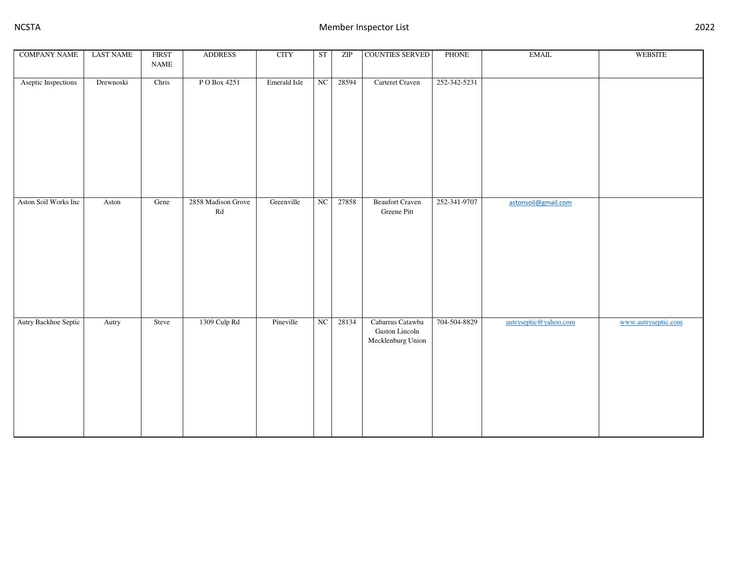| COMPANY NAME | LAST NAME | FIRST NAME | ADDRESS | CITY | ST | ZIP | COUNTIES SERVED | PHONE | EMAIL | WEBSITE |
|---|---|---|---|---|---|---|---|---|---|---|
| Aseptic Inspections | Drewnoski | Chris | P O Box 4251 | Emerald Isle | NC | 28594 | Carteret Craven | 252-342-5231 | | |
| Aston Soil Works Inc | Aston | Gene | 2858 Madison Grove Rd | Greenville | NC | 27858 | Beaufort Craven Greene Pitt | 252-341-9707 | astonsoil@gmail.com | |
| Autry Backhoe Septic | Autry | Steve | 1309 Culp Rd | Pineville | NC | 28134 | Cabarrus Catawba Gaston Lincoln Mecklenburg Union | 704-504-8829 | autryseptic@yahoo.com | www.autryseptic.com |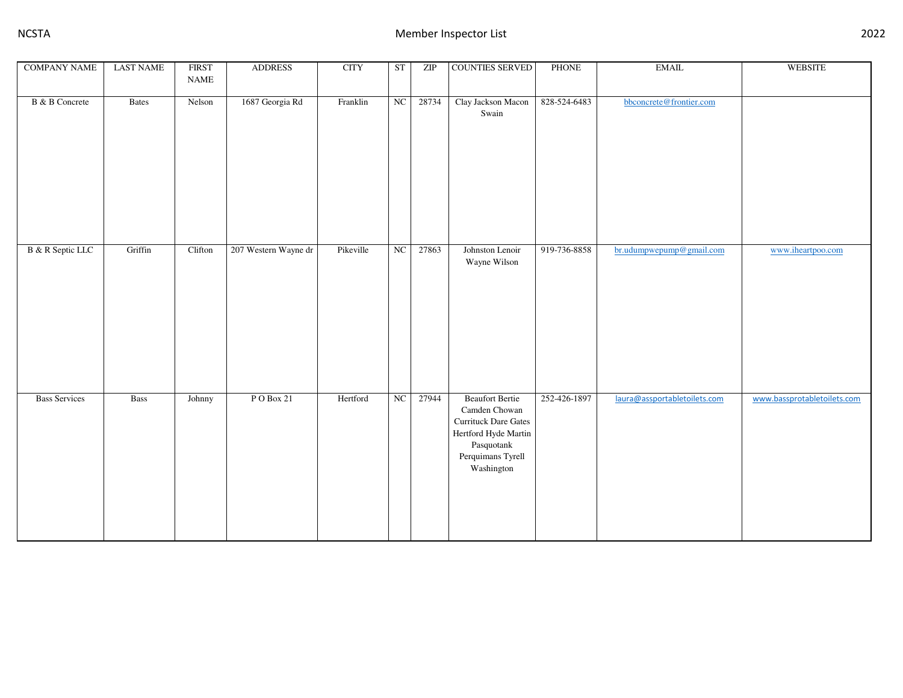| COMPANY NAME | LAST NAME | FIRST NAME | ADDRESS | CITY | ST | ZIP | COUNTIES SERVED | PHONE | EMAIL | WEBSITE |
|---|---|---|---|---|---|---|---|---|---|---|
| B & B Concrete | Bates | Nelson | 1687 Georgia Rd | Franklin | NC | 28734 | Clay Jackson Macon Swain | 828-524-6483 | bbconcrete@frontier.com | |
| B & R Septic LLC | Griffin | Clifton | 207 Western Wayne dr | Pikeville | NC | 27863 | Johnston Lenoir Wayne Wilson | 919-736-8858 | br.udumpwepump@gmail.com | www.iheartpoo.com |
| Bass Services | Bass | Johnny | P O Box 21 | Hertford | NC | 27944 | Beaufort Bertie Camden Chowan Currituck Dare Gates Hertford Hyde Martin Pasquotank Perquimans Tyrell Washington | 252-426-1897 | laura@assportabletoilets.com | www.bassprotabletoilets.com |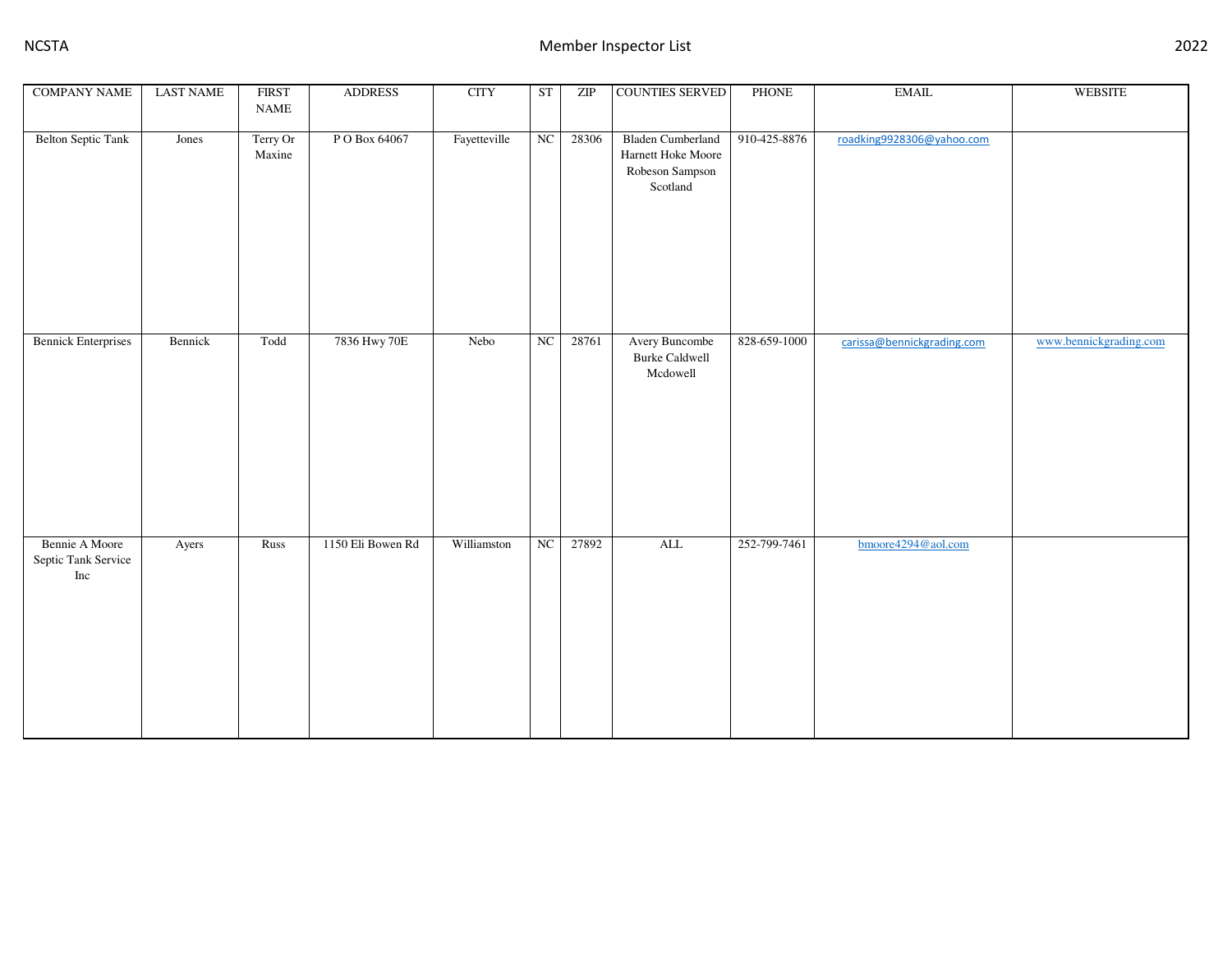| COMPANY NAME | LAST NAME | FIRST NAME | ADDRESS | CITY | ST | ZIP | COUNTIES SERVED | PHONE | EMAIL | WEBSITE |
|---|---|---|---|---|---|---|---|---|---|---|
| Belton Septic Tank | Jones | Terry Or Maxine | P O Box 64067 | Fayetteville | NC | 28306 | Bladen Cumberland Harnett Hoke Moore Robeson Sampson Scotland | 910-425-8876 | roadking9928306@yahoo.com | |
| Bennick Enterprises | Bennick | Todd | 7836 Hwy 70E | Nebo | NC | 28761 | Avery Buncombe Burke Caldwell Mcdowell | 828-659-1000 | carissa@bennickgrading.com | www.bennickgrading.com |
| Bennie A Moore Septic Tank Service Inc | Ayers | Russ | 1150 Eli Bowen Rd | Williamston | NC | 27892 | ALL | 252-799-7461 | bmoore4294@aol.com | |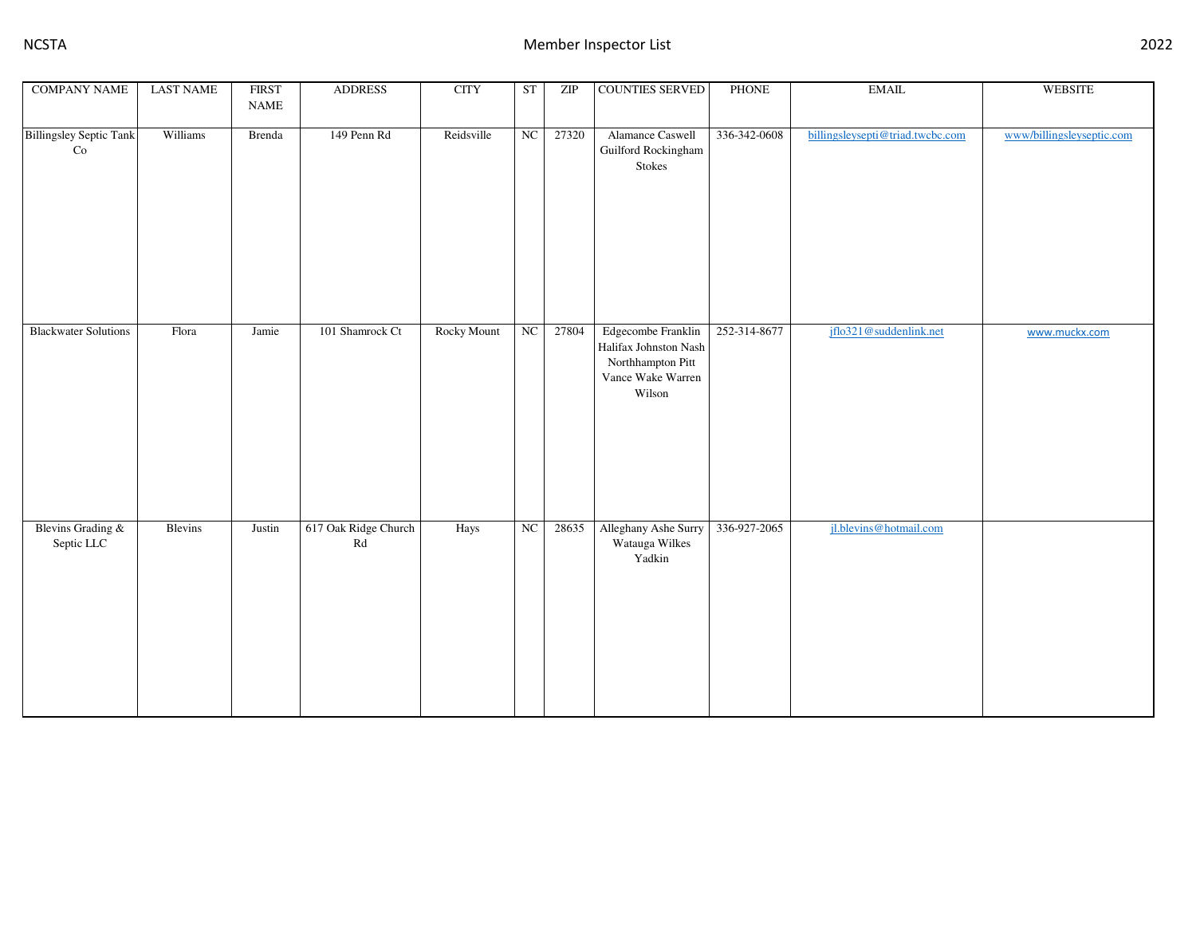| COMPANY NAME | LAST NAME | FIRST NAME | ADDRESS | CITY | ST | ZIP | COUNTIES SERVED | PHONE | EMAIL | WEBSITE |
|---|---|---|---|---|---|---|---|---|---|---|
| Billingsley Septic Tank Co | Williams | Brenda | 149 Penn Rd | Reidsville | NC | 27320 | Alamance Caswell Guilford Rockingham Stokes | 336-342-0608 | billingsleysepti@triad.twcbc.com | www/billingsleyseptic.com |
| Blackwater Solutions | Flora | Jamie | 101 Shamrock Ct | Rocky Mount | NC | 27804 | Edgecombe Franklin Halifax Johnston Nash Northhampton Pitt Vance Wake Warren Wilson | 252-314-8677 | jflo321@suddenlink.net | www.muckx.com |
| Blevins Grading & Septic LLC | Blevins | Justin | 617 Oak Ridge Church Rd | Hays | NC | 28635 | Alleghany Ashe Surry Watauga Wilkes Yadkin | 336-927-2065 | jl.blevins@hotmail.com | |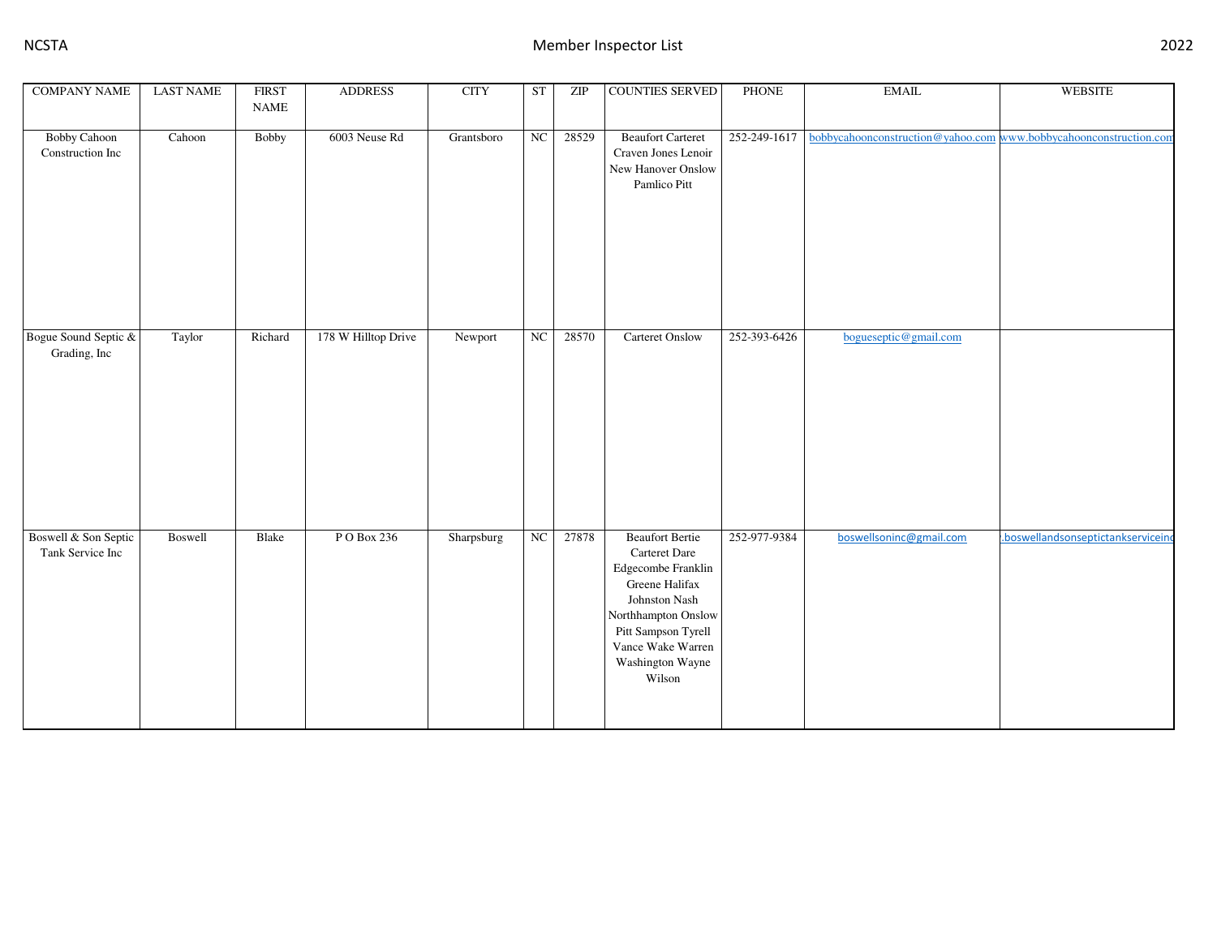| COMPANY NAME | LAST NAME | FIRST NAME | ADDRESS | CITY | ST | ZIP | COUNTIES SERVED | PHONE | EMAIL | WEBSITE |
|---|---|---|---|---|---|---|---|---|---|---|
| Bobby Cahoon Construction Inc | Cahoon | Bobby | 6003 Neuse Rd | Grantsboro | NC | 28529 | Beaufort Carteret Craven Jones Lenoir New Hanover Onslow Pamlico Pitt | 252-249-1617 | bobbycahoonconstruction@yahoo.com | www.bobbycahoonconstruction.com |
| Bogue Sound Septic & Grading, Inc | Taylor | Richard | 178 W Hilltop Drive | Newport | NC | 28570 | Carteret Onslow | 252-393-6426 | bogueseptic@gmail.com | |
| Boswell & Son Septic Tank Service Inc | Boswell | Blake | P O Box 236 | Sharpsburg | NC | 27878 | Beaufort Bertie Carteret Dare Edgecombe Franklin Greene Halifax Johnston Nash Northhampton Onslow Pitt Sampson Tyrell Vance Wake Warren Washington Wayne Wilson | 252-977-9384 | boswellsoninc@gmail.com | .boswellandsonseptictankserviceinc |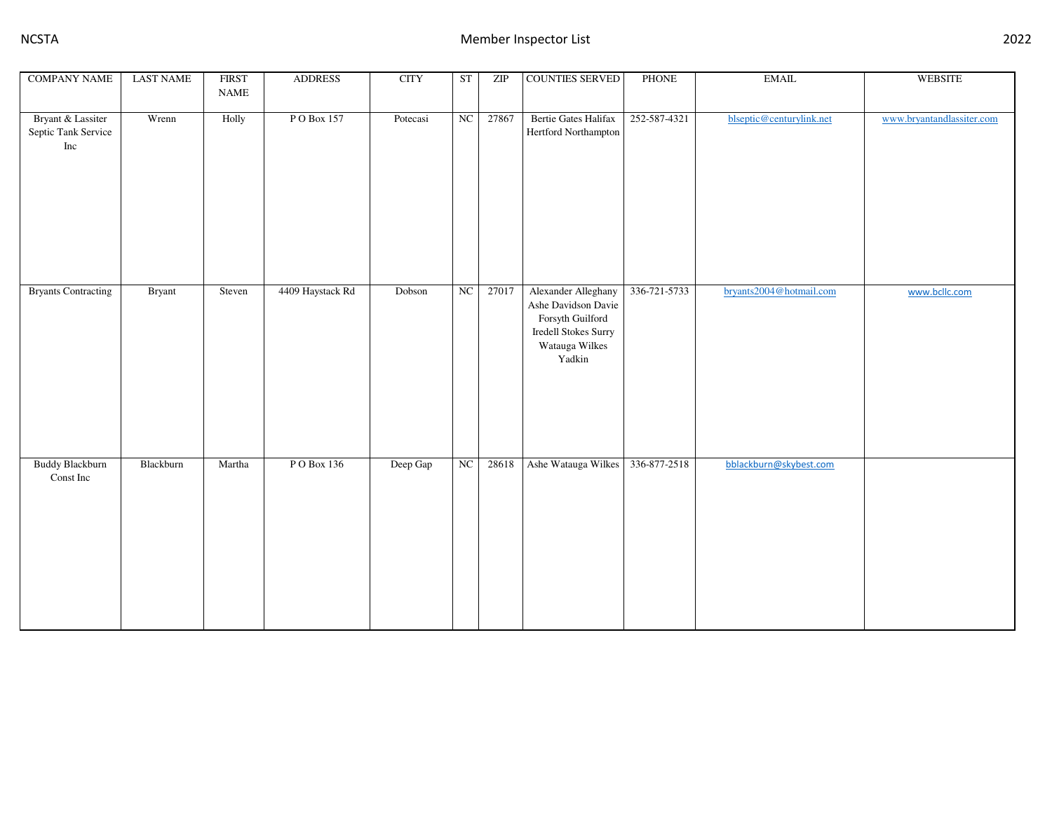| COMPANY NAME | LAST NAME | FIRST NAME | ADDRESS | CITY | ST | ZIP | COUNTIES SERVED | PHONE | EMAIL | WEBSITE |
|---|---|---|---|---|---|---|---|---|---|---|
| Bryant & Lassiter Septic Tank Service Inc | Wrenn | Holly | P O Box 157 | Potecasi | NC | 27867 | Bertie Gates Halifax Hertford Northampton | 252-587-4321 | blseptic@centurylink.net | www.bryantandlassiter.com |
| Bryants Contracting | Bryant | Steven | 4409 Haystack Rd | Dobson | NC | 27017 | Alexander Alleghany Ashe Davidson Davie Forsyth Guilford Iredell Stokes Surry Watauga Wilkes Yadkin | 336-721-5733 | bryants2004@hotmail.com | www.bcllc.com |
| Buddy Blackburn Const Inc | Blackburn | Martha | P O Box 136 | Deep Gap | NC | 28618 | Ashe Watauga Wilkes | 336-877-2518 | bblackburn@skybest.com | |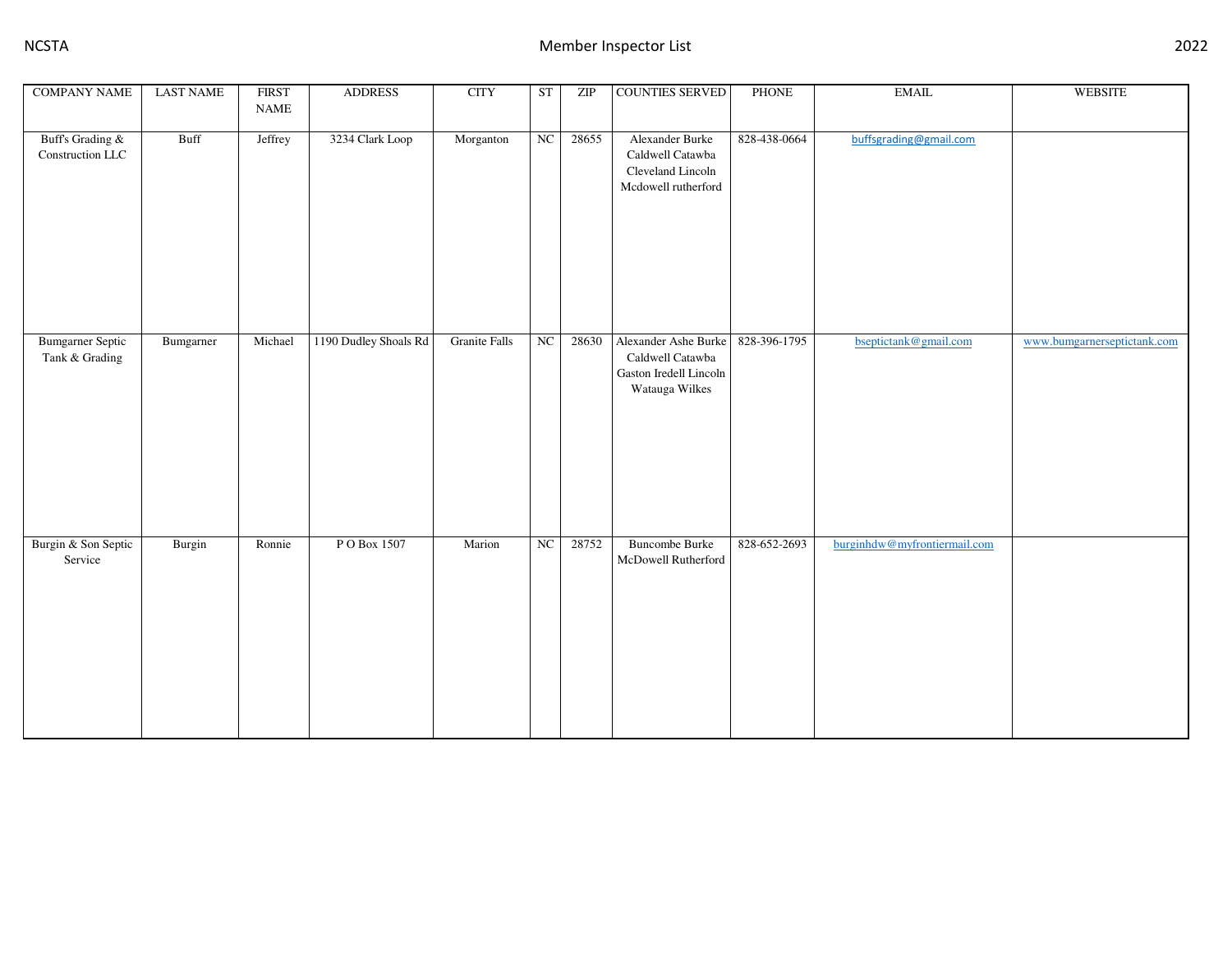| COMPANY NAME | LAST NAME | FIRST NAME | ADDRESS | CITY | ST | ZIP | COUNTIES SERVED | PHONE | EMAIL | WEBSITE |
|---|---|---|---|---|---|---|---|---|---|---|
| Buff's Grading & Construction LLC | Buff | Jeffrey | 3234 Clark Loop | Morganton | NC | 28655 | Alexander Burke Caldwell Catawba Cleveland Lincoln Mcdowell rutherford | 828-438-0664 | buffsgrading@gmail.com | |
| Bumgarner Septic Tank & Grading | Bumgarner | Michael | 1190 Dudley Shoals Rd | Granite Falls | NC | 28630 | Alexander Ashe Burke Caldwell Catawba Gaston Iredell Lincoln Watauga Wilkes | 828-396-1795 | bseptictank@gmail.com | www.bumgarnerseptictank.com |
| Burgin & Son Septic Service | Burgin | Ronnie | P O Box 1507 | Marion | NC | 28752 | Buncombe Burke McDowell Rutherford | 828-652-2693 | burginhdw@myfrontiermail.com | |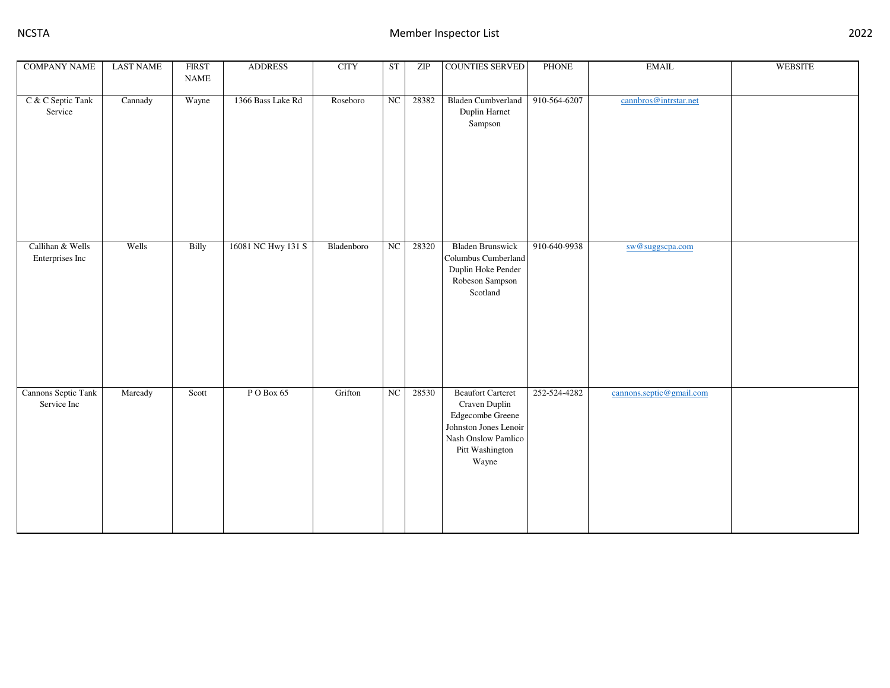| COMPANY NAME | LAST NAME | FIRST NAME | ADDRESS | CITY | ST | ZIP | COUNTIES SERVED | PHONE | EMAIL | WEBSITE |
|---|---|---|---|---|---|---|---|---|---|---|
| C & C Septic Tank Service | Cannady | Wayne | 1366 Bass Lake Rd | Roseboro | NC | 28382 | Bladen Cumbverland Duplin Harnet Sampson | 910-564-6207 | cannbros@intrstar.net | |
| Callihan & Wells Enterprises Inc | Wells | Billy | 16081 NC Hwy 131 S | Bladenboro | NC | 28320 | Bladen Brunswick Columbus Cumberland Duplin Hoke Pender Robeson Sampson Scotland | 910-640-9938 | sw@suggscpa.com | |
| Cannons Septic Tank Service Inc | Maready | Scott | P O Box 65 | Grifton | NC | 28530 | Beaufort Carteret Craven Duplin Edgecombe Greene Johnston Jones Lenoir Nash Onslow Pamlico Pitt Washington Wayne | 252-524-4282 | cannons.septic@gmail.com | |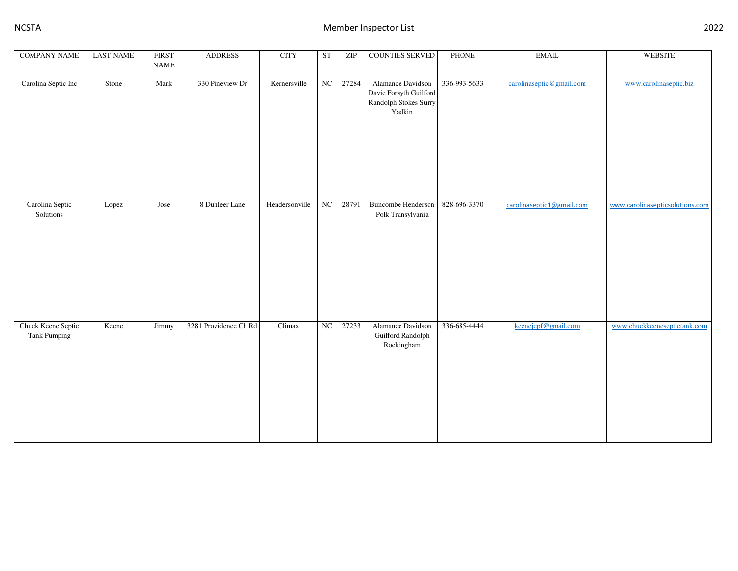| COMPANY NAME | LAST NAME | FIRST NAME | ADDRESS | CITY | ST | ZIP | COUNTIES SERVED | PHONE | EMAIL | WEBSITE |
|---|---|---|---|---|---|---|---|---|---|---|
| Carolina Septic Inc | Stone | Mark | 330 Pineview Dr | Kernersville | NC | 27284 | Alamance Davidson Davie Forsyth Guilford Randolph Stokes Surry Yadkin | 336-993-5633 | carolinaseptic@gmail.com | www.carolinaseptic.biz |
| Carolina Septic Solutions | Lopez | Jose | 8 Dunleer Lane | Hendersonville | NC | 28791 | Buncombe Henderson Polk Transylvania | 828-696-3370 | carolinaseptic1@gmail.com | www.carolinasepticsolutions.com |
| Chuck Keene Septic Tank Pumping | Keene | Jimmy | 3281 Providence Ch Rd | Climax | NC | 27233 | Alamance Davidson Guilford Randolph Rockingham | 336-685-4444 | keenejcpf@gmail.com | www.chuckkeeneseptictank.com |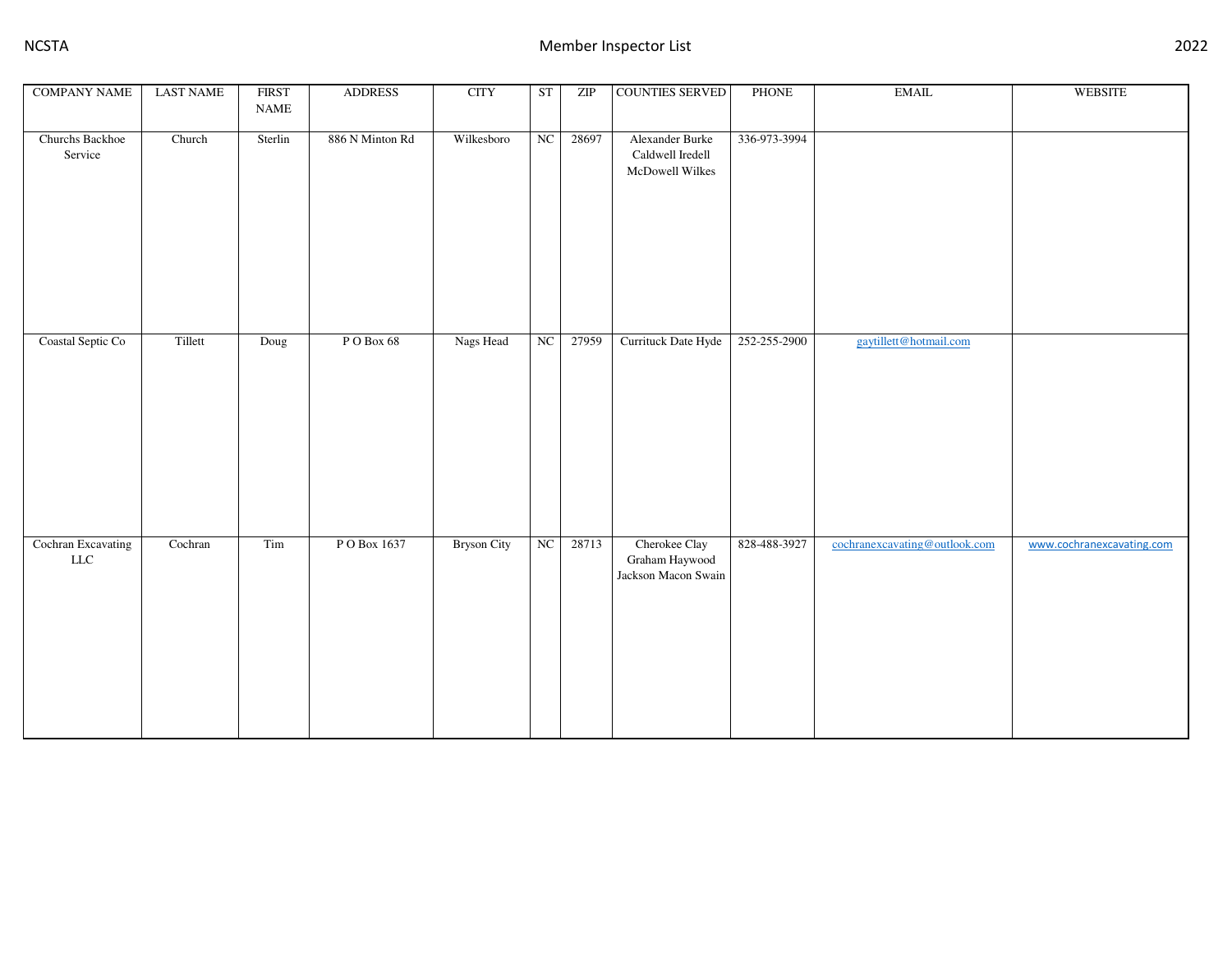| COMPANY NAME | LAST NAME | FIRST NAME | ADDRESS | CITY | ST | ZIP | COUNTIES SERVED | PHONE | EMAIL | WEBSITE |
|---|---|---|---|---|---|---|---|---|---|---|
| Churchs Backhoe Service | Church | Sterlin | 886 N Minton Rd | Wilkesboro | NC | 28697 | Alexander Burke Caldwell Iredell McDowell Wilkes | 336-973-3994 | | |
| Coastal Septic Co | Tillett | Doug | P O Box 68 | Nags Head | NC | 27959 | Currituck Date Hyde | 252-255-2900 | gaytillett@hotmail.com | |
| Cochran Excavating LLC | Cochran | Tim | P O Box 1637 | Bryson City | NC | 28713 | Cherokee Clay Graham Haywood Jackson Macon Swain | 828-488-3927 | cochranexcavating@outlook.com | www.cochranexcavating.com |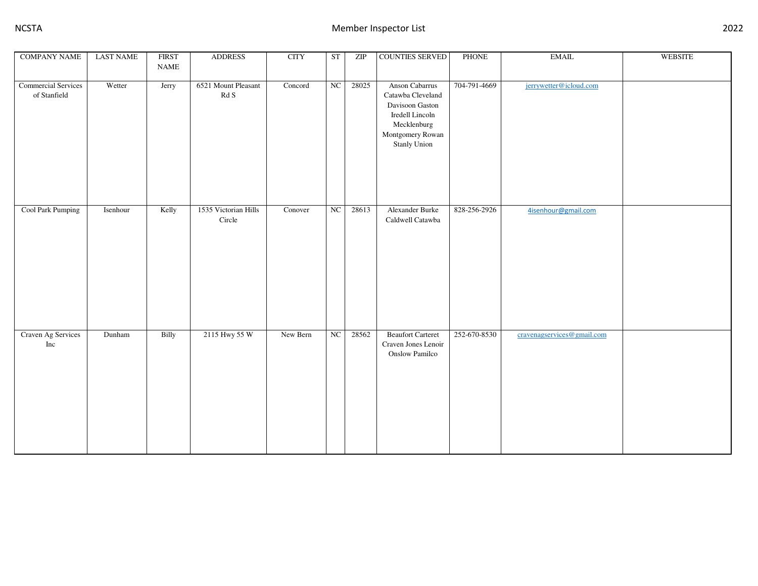| COMPANY NAME | LAST NAME | FIRST NAME | ADDRESS | CITY | ST | ZIP | COUNTIES SERVED | PHONE | EMAIL | WEBSITE |
|---|---|---|---|---|---|---|---|---|---|---|
| Commercial Services of Stanfield | Wetter | Jerry | 6521 Mount Pleasant Rd S | Concord | NC | 28025 | Anson Cabarrus Catawba Cleveland Davisoon Gaston Iredell Lincoln Mecklenburg Montgomery Rowan Stanly Union | 704-791-4669 | jerrywetter@icloud.com | |
| Cool Park Pumping | Isenhour | Kelly | 1535 Victorian Hills Circle | Conover | NC | 28613 | Alexander Burke Caldwell Catawba | 828-256-2926 | 4isenhour@gmail.com | |
| Craven Ag Services Inc | Dunham | Billy | 2115 Hwy 55 W | New Bern | NC | 28562 | Beaufort Carteret Craven Jones Lenoir Onslow Pamilco | 252-670-8530 | cravenagservices@gmail.com | |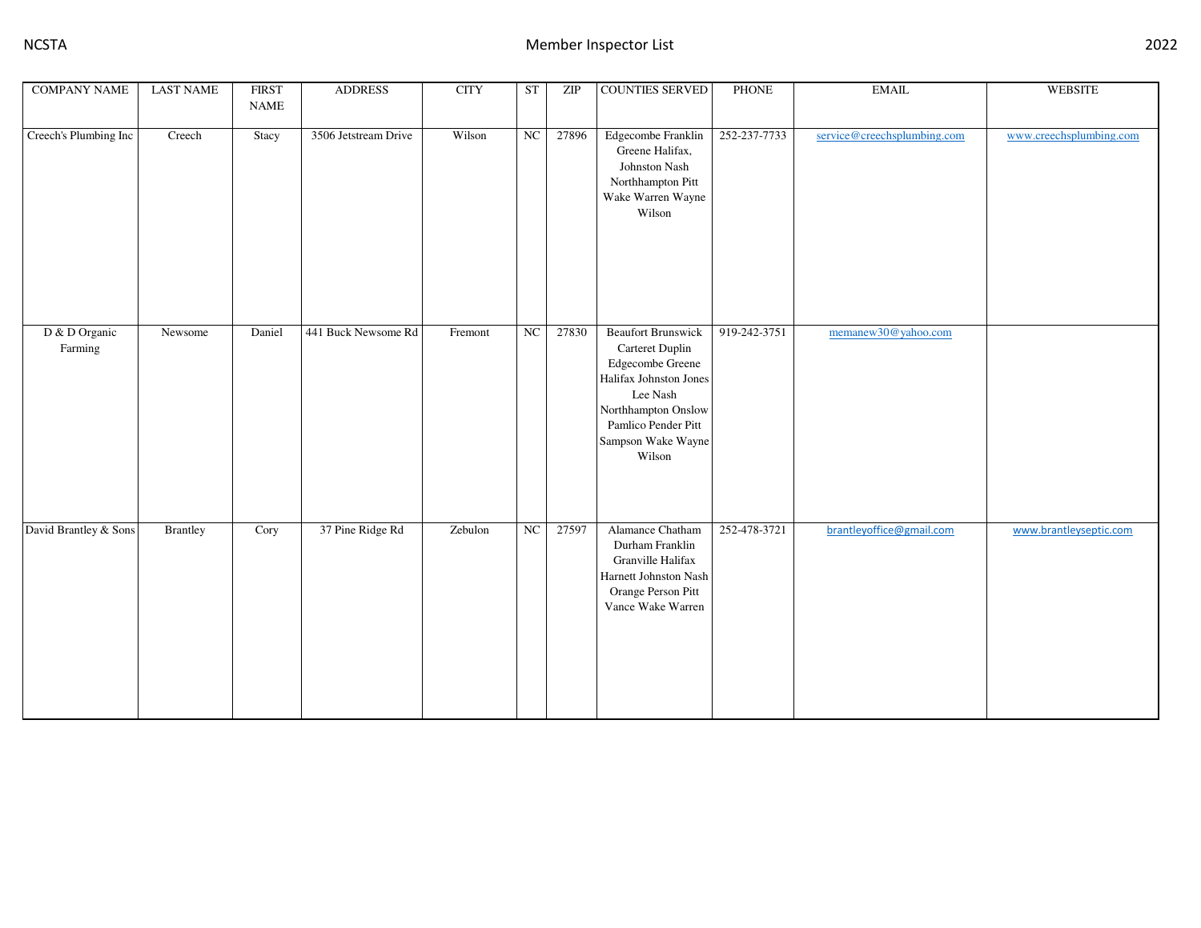| COMPANY NAME | LAST NAME | FIRST NAME | ADDRESS | CITY | ST | ZIP | COUNTIES SERVED | PHONE | EMAIL | WEBSITE |
|---|---|---|---|---|---|---|---|---|---|---|
| Creech's Plumbing Inc | Creech | Stacy | 3506 Jetstream Drive | Wilson | NC | 27896 | Edgecombe Franklin Greene Halifax, Johnston Nash Northhampton Pitt Wake Warren Wayne Wilson | 252-237-7733 | service@creechsplumbing.com | www.creechsplumbing.com |
| D & D Organic Farming | Newsome | Daniel | 441 Buck Newsome Rd | Fremont | NC | 27830 | Beaufort Brunswick Carteret Duplin Edgecombe Greene Halifax Johnston Jones Lee Nash Northhampton Onslow Pamlico Pender Pitt Sampson Wake Wayne Wilson | 919-242-3751 | memanew30@yahoo.com | |
| David Brantley & Sons | Brantley | Cory | 37 Pine Ridge Rd | Zebulon | NC | 27597 | Alamance Chatham Durham Franklin Granville Halifax Harnett Johnston Nash Orange Person Pitt Vance Wake Warren | 252-478-3721 | brantleyoffice@gmail.com | www.brantleyseptic.com |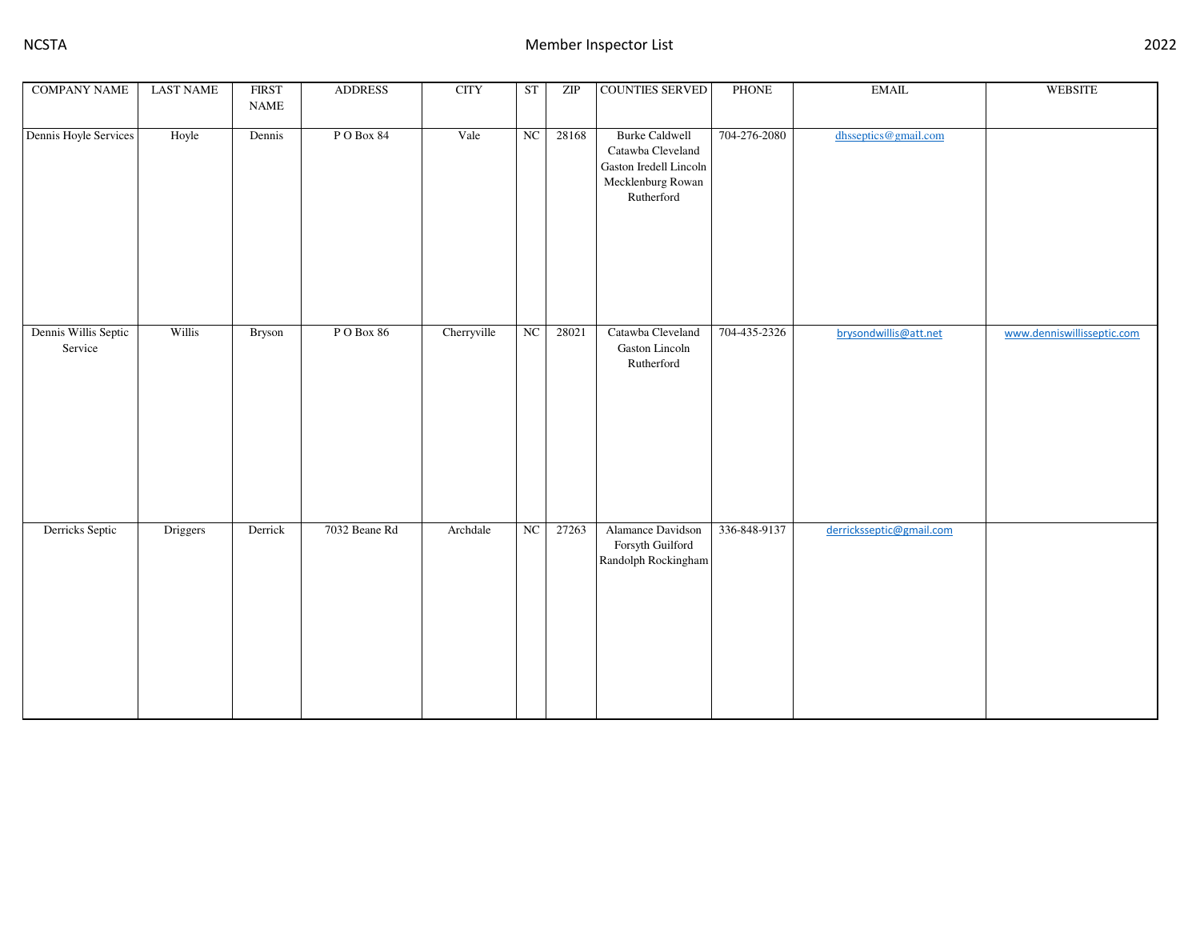| COMPANY NAME | LAST NAME | FIRST NAME | ADDRESS | CITY | ST | ZIP | COUNTIES SERVED | PHONE | EMAIL | WEBSITE |
|---|---|---|---|---|---|---|---|---|---|---|
| Dennis Hoyle Services | Hoyle | Dennis | P O Box 84 | Vale | NC | 28168 | Burke Caldwell Catawba Cleveland Gaston Iredell Lincoln Mecklenburg Rowan Rutherford | 704-276-2080 | dhsseptics@gmail.com | |
| Dennis Willis Septic Service | Willis | Bryson | P O Box 86 | Cherryville | NC | 28021 | Catawba Cleveland Gaston Lincoln Rutherford | 704-435-2326 | brysondwillis@att.net | www.denniswillisseptic.com |
| Derricks Septic | Driggers | Derrick | 7032 Beane Rd | Archdale | NC | 27263 | Alamance Davidson Forsyth Guilford Randolph Rockingham | 336-848-9137 | derricksseptic@gmail.com | |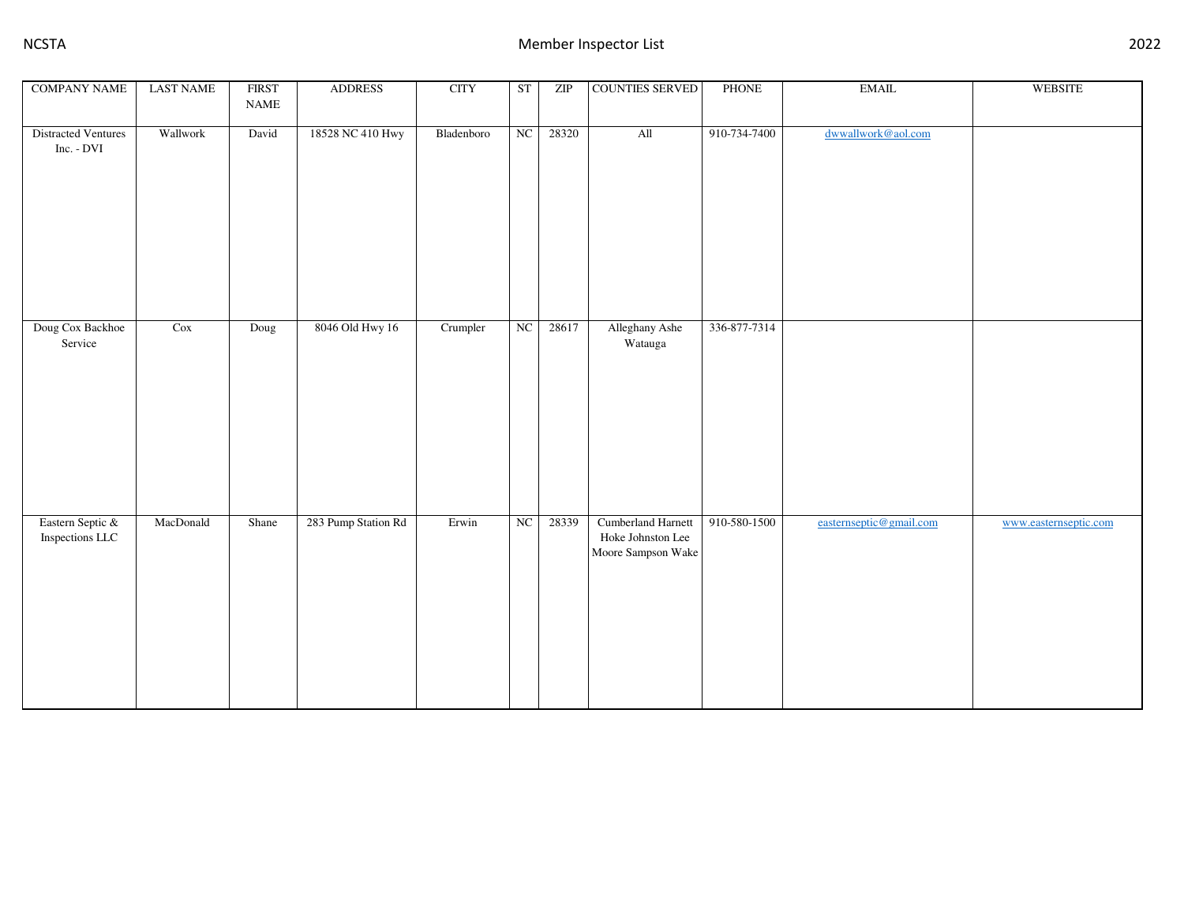| COMPANY NAME | LAST NAME | FIRST NAME | ADDRESS | CITY | ST | ZIP | COUNTIES SERVED | PHONE | EMAIL | WEBSITE |
|---|---|---|---|---|---|---|---|---|---|---|
| Distracted Ventures Inc. - DVI | Wallwork | David | 18528 NC 410 Hwy | Bladenboro | NC | 28320 | All | 910-734-7400 | dwwallwork@aol.com | |
| Doug Cox Backhoe Service | Cox | Doug | 8046 Old Hwy 16 | Crumpler | NC | 28617 | Alleghany Ashe Watauga | 336-877-7314 | | |
| Eastern Septic & Inspections LLC | MacDonald | Shane | 283 Pump Station Rd | Erwin | NC | 28339 | Cumberland Harnett Hoke Johnston Lee Moore Sampson Wake | 910-580-1500 | easternseptic@gmail.com | www.easternseptic.com |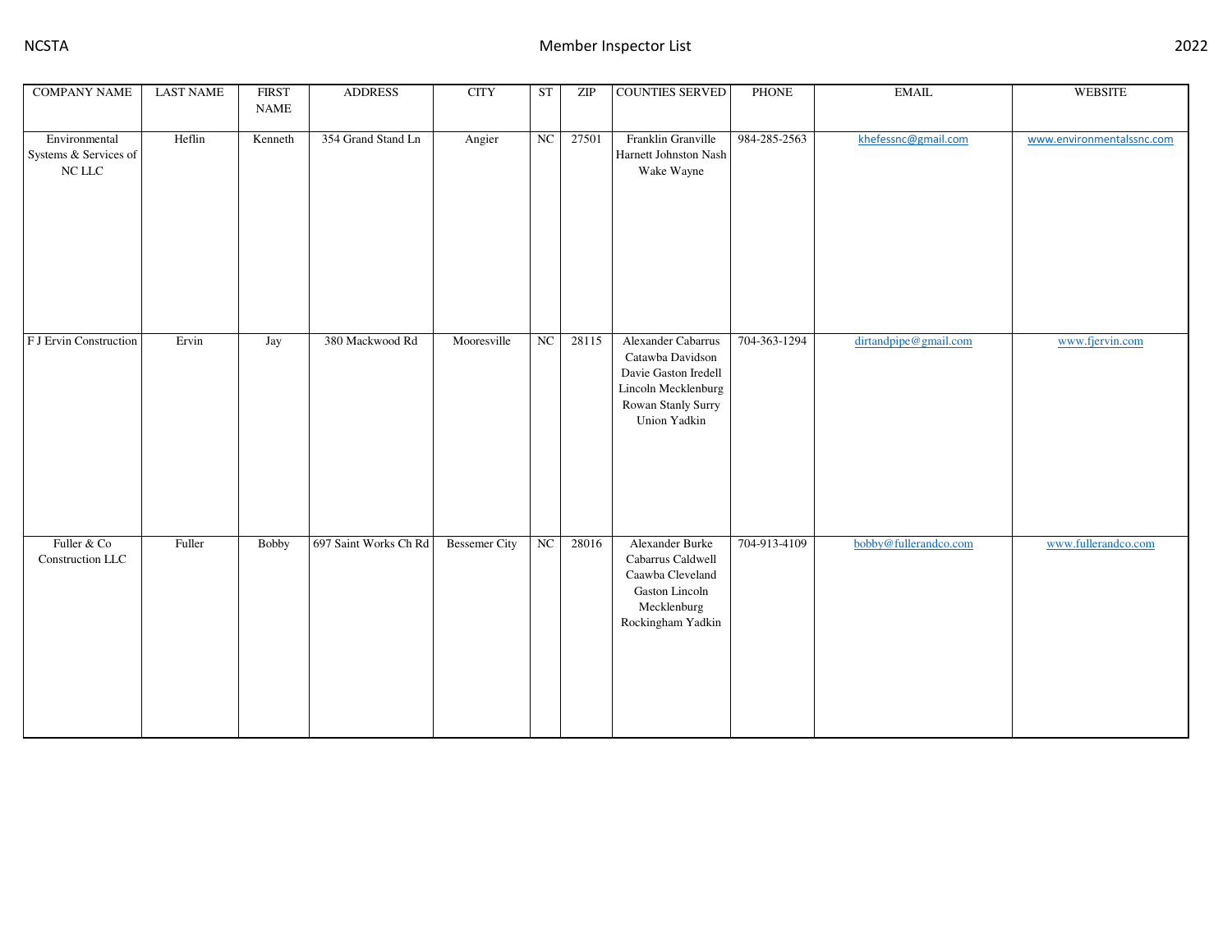| COMPANY NAME | LAST NAME | FIRST NAME | ADDRESS | CITY | ST | ZIP | COUNTIES SERVED | PHONE | EMAIL | WEBSITE |
|---|---|---|---|---|---|---|---|---|---|---|
| Environmental Systems & Services of NC LLC | Heflin | Kenneth | 354 Grand Stand Ln | Angier | NC | 27501 | Franklin Granville Harnett Johnston Nash Wake Wayne | 984-285-2563 | khefessnc@gmail.com | www.environmentalssnc.com |
| F J Ervin Construction | Ervin | Jay | 380 Mackwood Rd | Mooresville | NC | 28115 | Alexander Cabarrus Catawba Davidson Davie Gaston Iredell Lincoln Mecklenburg Rowan Stanly Surry Union Yadkin | 704-363-1294 | dirtandpipe@gmail.com | www.fjervin.com |
| Fuller & Co Construction LLC | Fuller | Bobby | 697 Saint Works Ch Rd | Bessemer City | NC | 28016 | Alexander Burke Cabarrus Caldwell Caawba Cleveland Gaston Lincoln Mecklenburg Rockingham Yadkin | 704-913-4109 | bobby@fullerandco.com | www.fullerandco.com |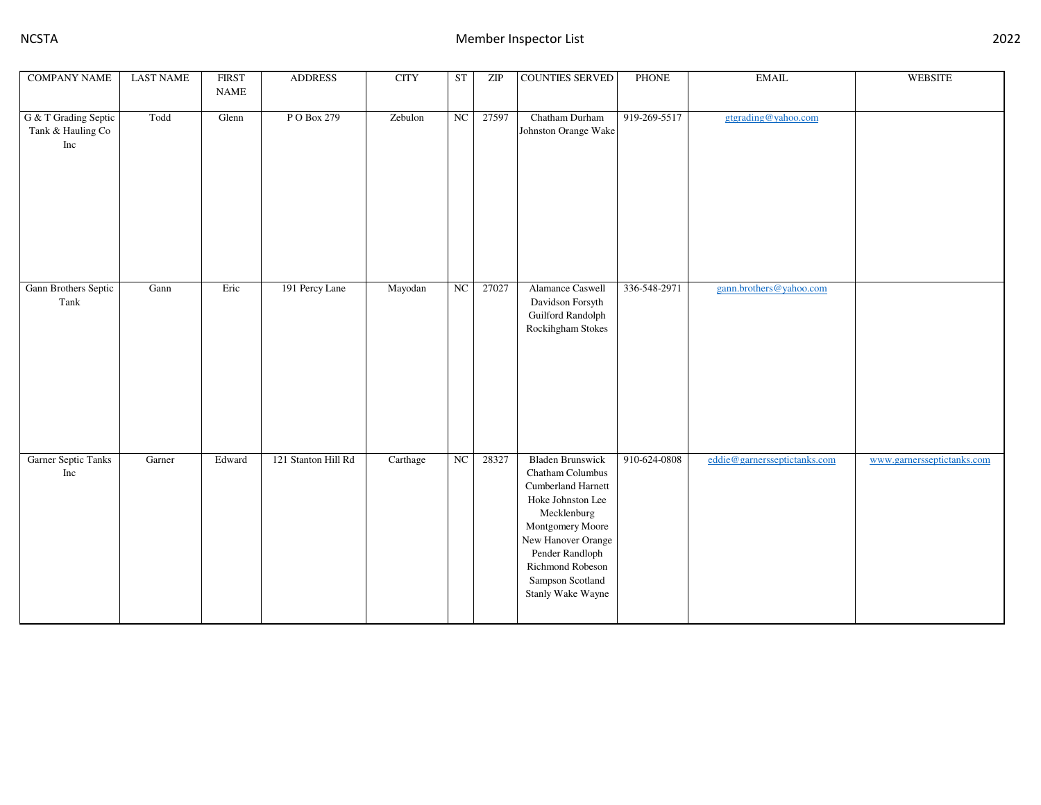| COMPANY NAME | LAST NAME | FIRST NAME | ADDRESS | CITY | ST | ZIP | COUNTIES SERVED | PHONE | EMAIL | WEBSITE |
|---|---|---|---|---|---|---|---|---|---|---|
| G & T Grading Septic Tank & Hauling Co Inc | Todd | Glenn | P O Box 279 | Zebulon | NC | 27597 | Chatham Durham Johnston Orange Wake | 919-269-5517 | gtgrading@yahoo.com | |
| Gann Brothers Septic Tank | Gann | Eric | 191 Percy Lane | Mayodan | NC | 27027 | Alamance Caswell Davidson Forsyth Guilford Randolph Rockihgham Stokes | 336-548-2971 | gann.brothers@yahoo.com | |
| Garner Septic Tanks Inc | Garner | Edward | 121 Stanton Hill Rd | Carthage | NC | 28327 | Bladen Brunswick Chatham Columbus Cumberland Harnett Hoke Johnston Lee Mecklenburg Montgomery Moore New Hanover Orange Pender Randloph Richmond Robeson Sampson Scotland Stanly Wake Wayne | 910-624-0808 | eddie@garnersseptictanks.com | www.garnersseptictanks.com |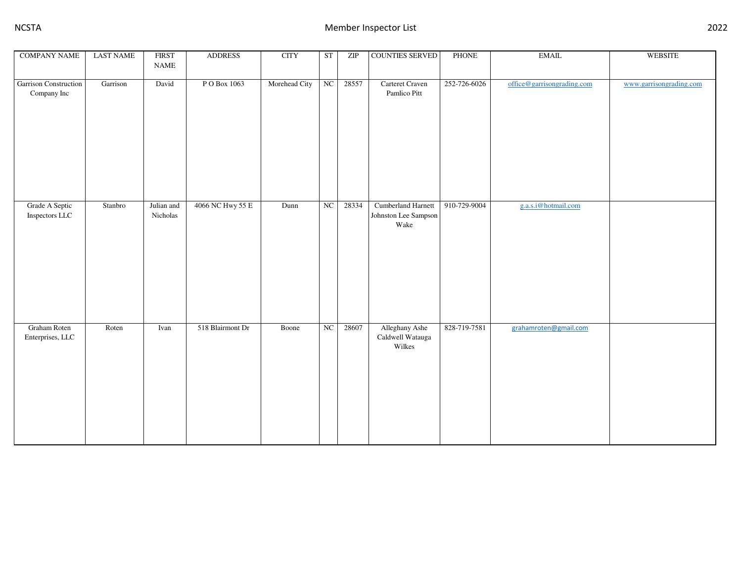| COMPANY NAME | LAST NAME | FIRST NAME | ADDRESS | CITY | ST | ZIP | COUNTIES SERVED | PHONE | EMAIL | WEBSITE |
|---|---|---|---|---|---|---|---|---|---|---|
| Garrison Construction Company Inc | Garrison | David | P O Box 1063 | Morehead City | NC | 28557 | Carteret Craven Pamlico Pitt | 252-726-6026 | office@garrisongrading.com | www.garrisongrading.com |
| Grade A Septic Inspectors LLC | Stanbro | Julian and Nicholas | 4066 NC Hwy 55 E | Dunn | NC | 28334 | Cumberland Harnett Johnston Lee Sampson Wake | 910-729-9004 | g.a.s.i@hotmail.com | |
| Graham Roten Enterprises, LLC | Roten | Ivan | 518 Blairmont Dr | Boone | NC | 28607 | Alleghany Ashe Caldwell Watauga Wilkes | 828-719-7581 | grahamroten@gmail.com | |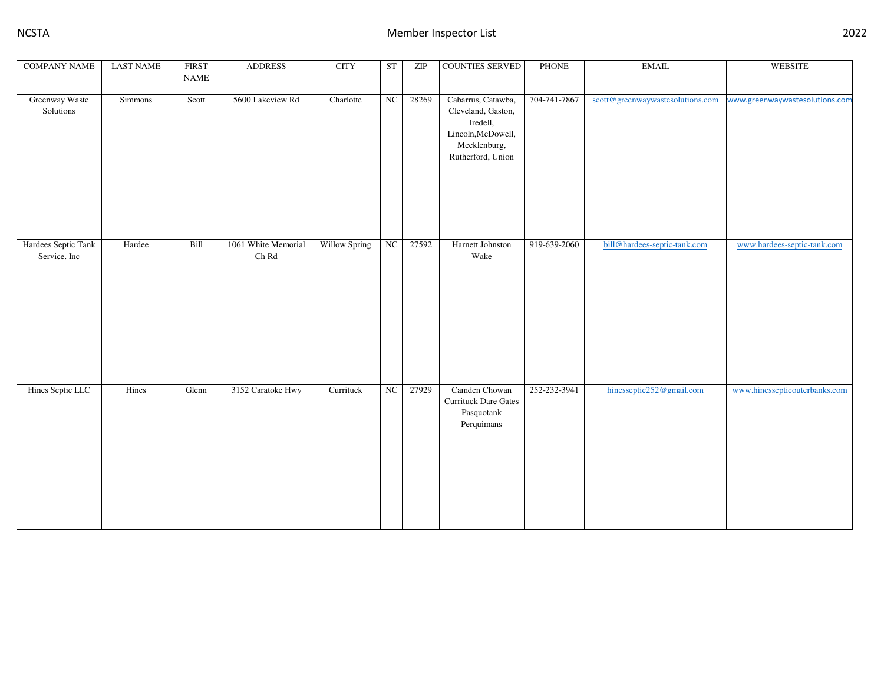| COMPANY NAME | LAST NAME | FIRST NAME | ADDRESS | CITY | ST | ZIP | COUNTIES SERVED | PHONE | EMAIL | WEBSITE |
|---|---|---|---|---|---|---|---|---|---|---|
| Greenway Waste Solutions | Simmons | Scott | 5600 Lakeview Rd | Charlotte | NC | 28269 | Cabarrus, Catawba, Cleveland, Gaston, Iredell, Lincoln,McDowell, Mecklenburg, Rutherford, Union | 704-741-7867 | scott@greenwaywastesolutions.com | www.greenwaywastesolutions.com |
| Hardees Septic Tank Service. Inc | Hardee | Bill | 1061 White Memorial Ch Rd | Willow Spring | NC | 27592 | Harnett Johnston Wake | 919-639-2060 | bill@hardees-septic-tank.com | www.hardees-septic-tank.com |
| Hines Septic LLC | Hines | Glenn | 3152 Caratoke Hwy | Currituck | NC | 27929 | Camden Chowan Currituck Dare Gates Pasquotank Perquimans | 252-232-3941 | hinesseptic252@gmail.com | www.hinessepticouterbanks.com |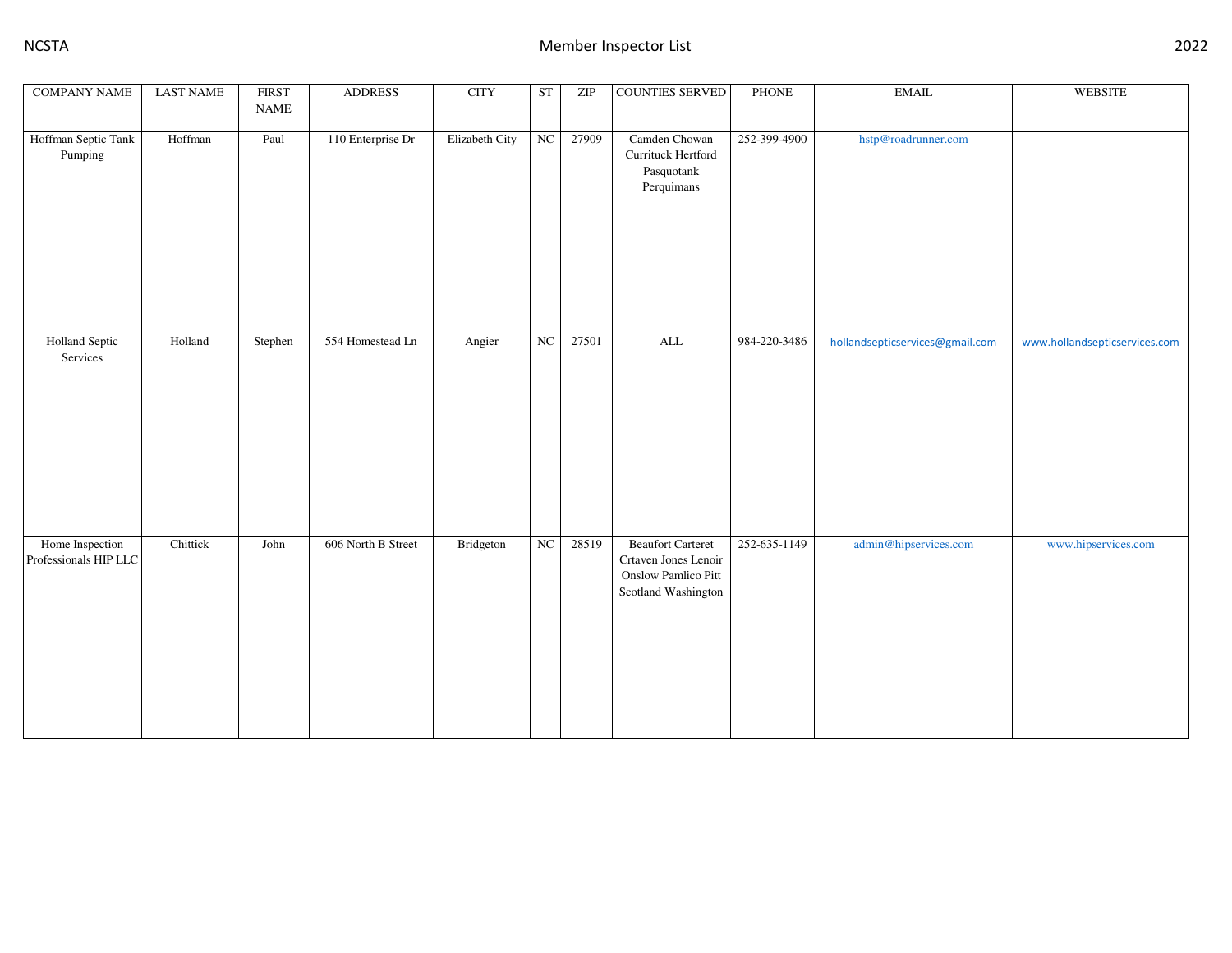| COMPANY NAME | LAST NAME | FIRST NAME | ADDRESS | CITY | ST | ZIP | COUNTIES SERVED | PHONE | EMAIL | WEBSITE |
|---|---|---|---|---|---|---|---|---|---|---|
| Hoffman Septic Tank Pumping | Hoffman | Paul | 110 Enterprise Dr | Elizabeth City | NC | 27909 | Camden Chowan Currituck Hertford Pasquotank Perquimans | 252-399-4900 | hstp@roadrunner.com | |
| Holland Septic Services | Holland | Stephen | 554 Homestead Ln | Angier | NC | 27501 | ALL | 984-220-3486 | hollandsepticservices@gmail.com | www.hollandsepticservices.com |
| Home Inspection Professionals HIP LLC | Chittick | John | 606 North B Street | Bridgeton | NC | 28519 | Beaufort Carteret Crtaven Jones Lenoir Onslow Pamlico Pitt Scotland Washington | 252-635-1149 | admin@hipservices.com | www.hipservices.com |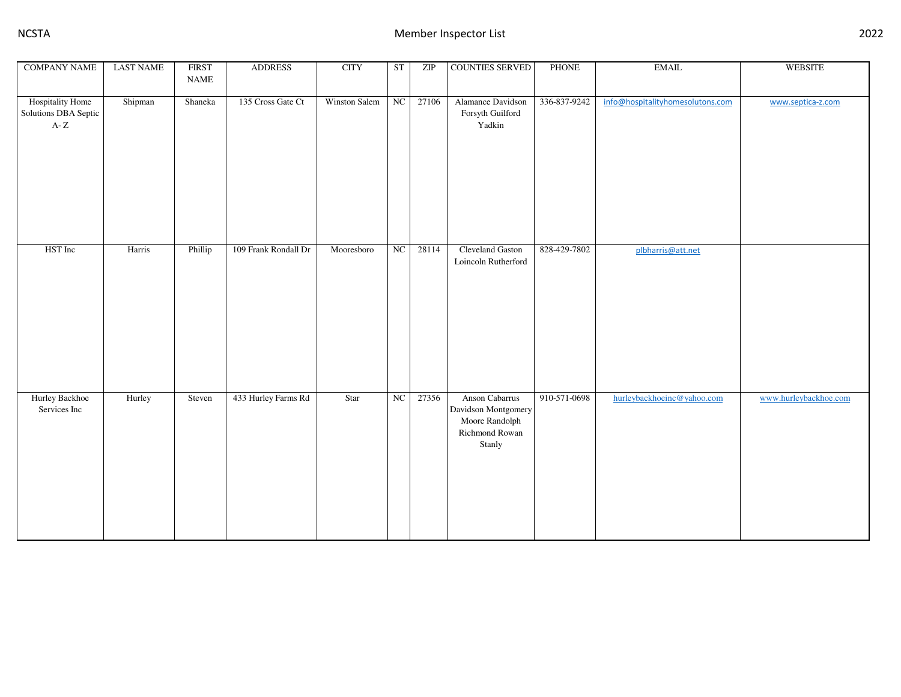| COMPANY NAME | LAST NAME | FIRST NAME | ADDRESS | CITY | ST | ZIP | COUNTIES SERVED | PHONE | EMAIL | WEBSITE |
|---|---|---|---|---|---|---|---|---|---|---|
| Hospitality Home Solutions DBA Septic A- Z | Shipman | Shaneka | 135 Cross Gate Ct | Winston Salem | NC | 27106 | Alamance Davidson Forsyth Guilford Yadkin | 336-837-9242 | info@hospitalityhomesolutons.com | www.septica-z.com |
| HST Inc | Harris | Phillip | 109 Frank Rondall Dr | Mooresboro | NC | 28114 | Cleveland Gaston Loincoln Rutherford | 828-429-7802 | plbharris@att.net | |
| Hurley Backhoe Services Inc | Hurley | Steven | 433 Hurley Farms Rd | Star | NC | 27356 | Anson Cabarrus Davidson Montgomery Moore Randolph Richmond Rowan Stanly | 910-571-0698 | hurleybackhoeinc@yahoo.com | www.hurleybackhoe.com |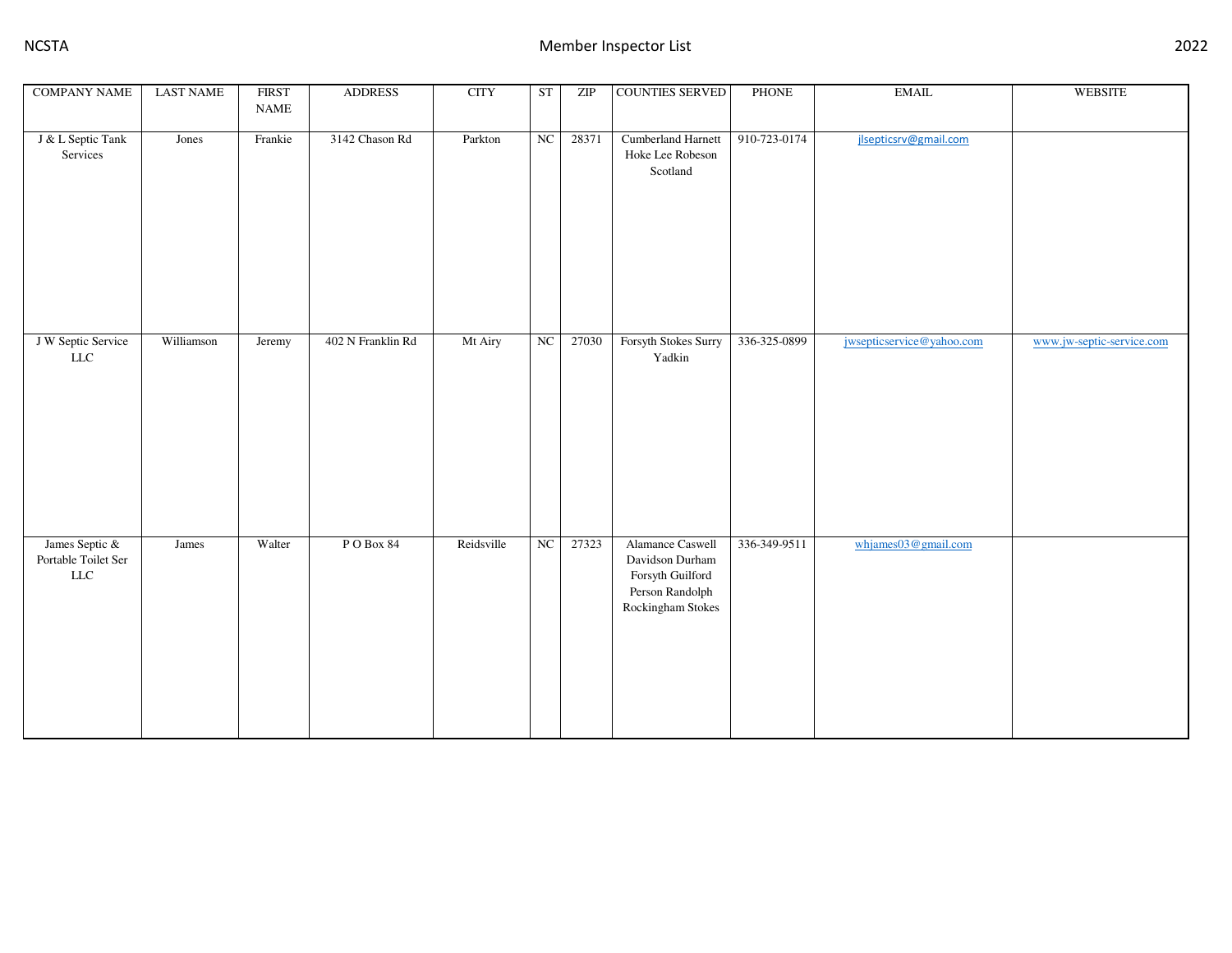| COMPANY NAME | LAST NAME | FIRST NAME | ADDRESS | CITY | ST | ZIP | COUNTIES SERVED | PHONE | EMAIL | WEBSITE |
|---|---|---|---|---|---|---|---|---|---|---|
| J & L Septic Tank Services | Jones | Frankie | 3142 Chason Rd | Parkton | NC | 28371 | Cumberland Harnett Hoke Lee Robeson Scotland | 910-723-0174 | jlsepticsrv@gmail.com | |
| J W Septic Service LLC | Williamson | Jeremy | 402 N Franklin Rd | Mt Airy | NC | 27030 | Forsyth Stokes Surry Yadkin | 336-325-0899 | jwsepticservice@yahoo.com | www.jw-septic-service.com |
| James Septic & Portable Toilet Ser LLC | James | Walter | P O Box 84 | Reidsville | NC | 27323 | Alamance Caswell Davidson Durham Forsyth Guilford Person Randolph Rockingham Stokes | 336-349-9511 | whjames03@gmail.com | |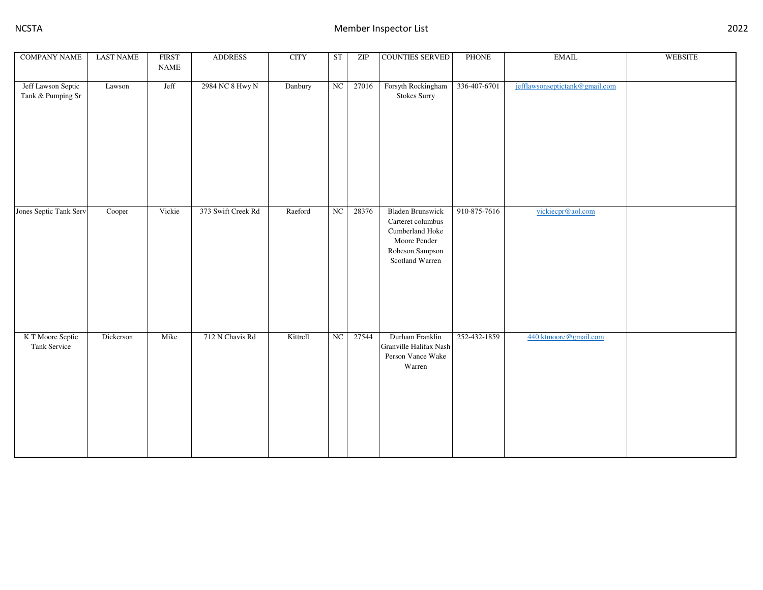| COMPANY NAME | LAST NAME | FIRST NAME | ADDRESS | CITY | ST | ZIP | COUNTIES SERVED | PHONE | EMAIL | WEBSITE |
|---|---|---|---|---|---|---|---|---|---|---|
| Jeff Lawson Septic Tank & Pumping Sr | Lawson | Jeff | 2984 NC 8 Hwy N | Danbury | NC | 27016 | Forsyth Rockingham Stokes Surry | 336-407-6701 | jefflawsonseptictank@gmail.com | |
| Jones Septic Tank Serv | Cooper | Vickie | 373 Swift Creek Rd | Raeford | NC | 28376 | Bladen Brunswick Carteret columbus Cumberland Hoke Moore Pender Robeson Sampson Scotland Warren | 910-875-7616 | vickiecpr@aol.com | |
| K T Moore Septic Tank Service | Dickerson | Mike | 712 N Chavis Rd | Kittrell | NC | 27544 | Durham Franklin Granville Halifax Nash Person Vance Wake Warren | 252-432-1859 | 440.ktmoore@gmail.com | |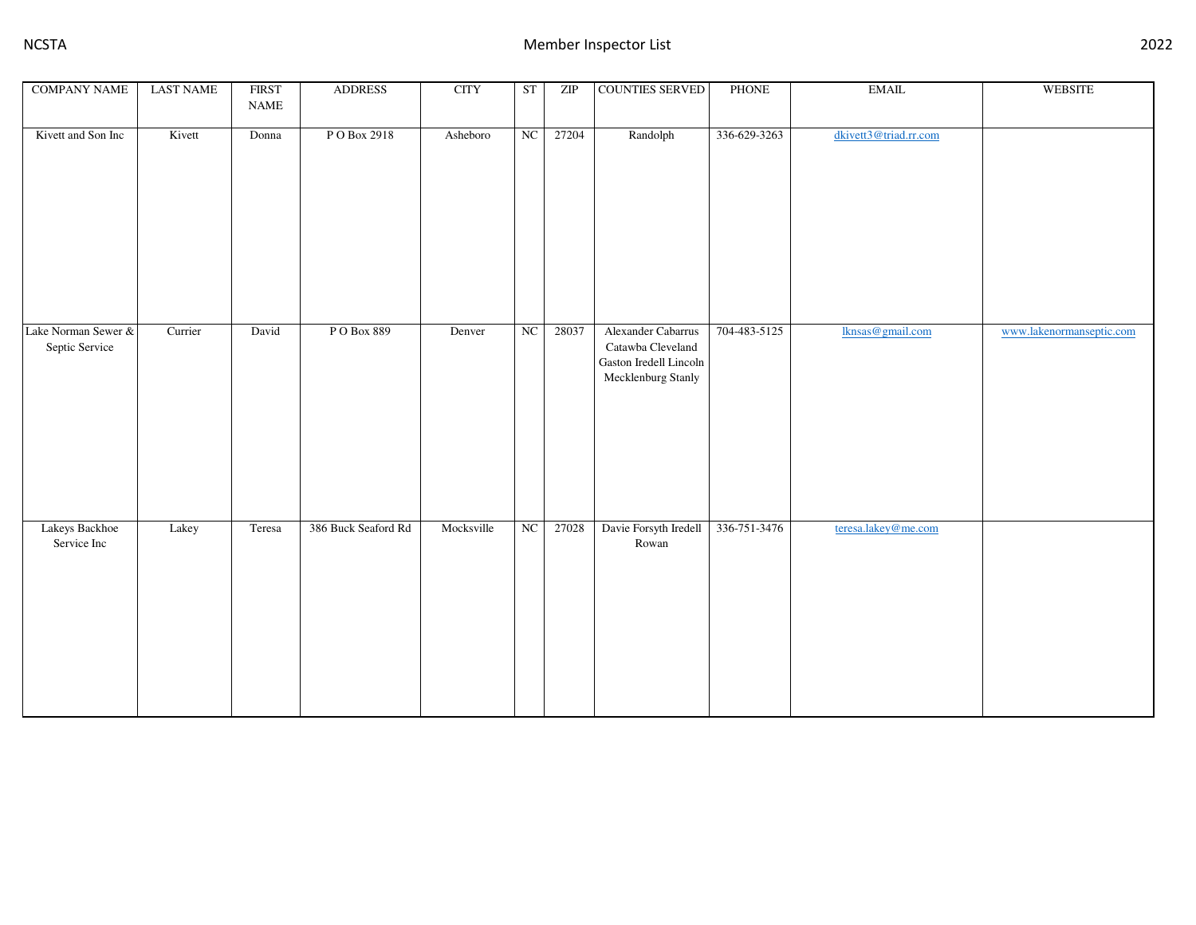| COMPANY NAME | LAST NAME | FIRST NAME | ADDRESS | CITY | ST | ZIP | COUNTIES SERVED | PHONE | EMAIL | WEBSITE |
|---|---|---|---|---|---|---|---|---|---|---|
| Kivett and Son Inc | Kivett | Donna | P O Box 2918 | Asheboro | NC | 27204 | Randolph | 336-629-3263 | dkivett3@triad.rr.com | |
| Lake Norman Sewer & Septic Service | Currier | David | P O Box 889 | Denver | NC | 28037 | Alexander Cabarrus Catawba Cleveland Gaston Iredell Lincoln Mecklenburg Stanly | 704-483-5125 | lknsas@gmail.com | www.lakenormanseptic.com |
| Lakeys Backhoe Service Inc | Lakey | Teresa | 386 Buck Seaford Rd | Mocksville | NC | 27028 | Davie Forsyth Iredell Rowan | 336-751-3476 | teresa.lakey@me.com | |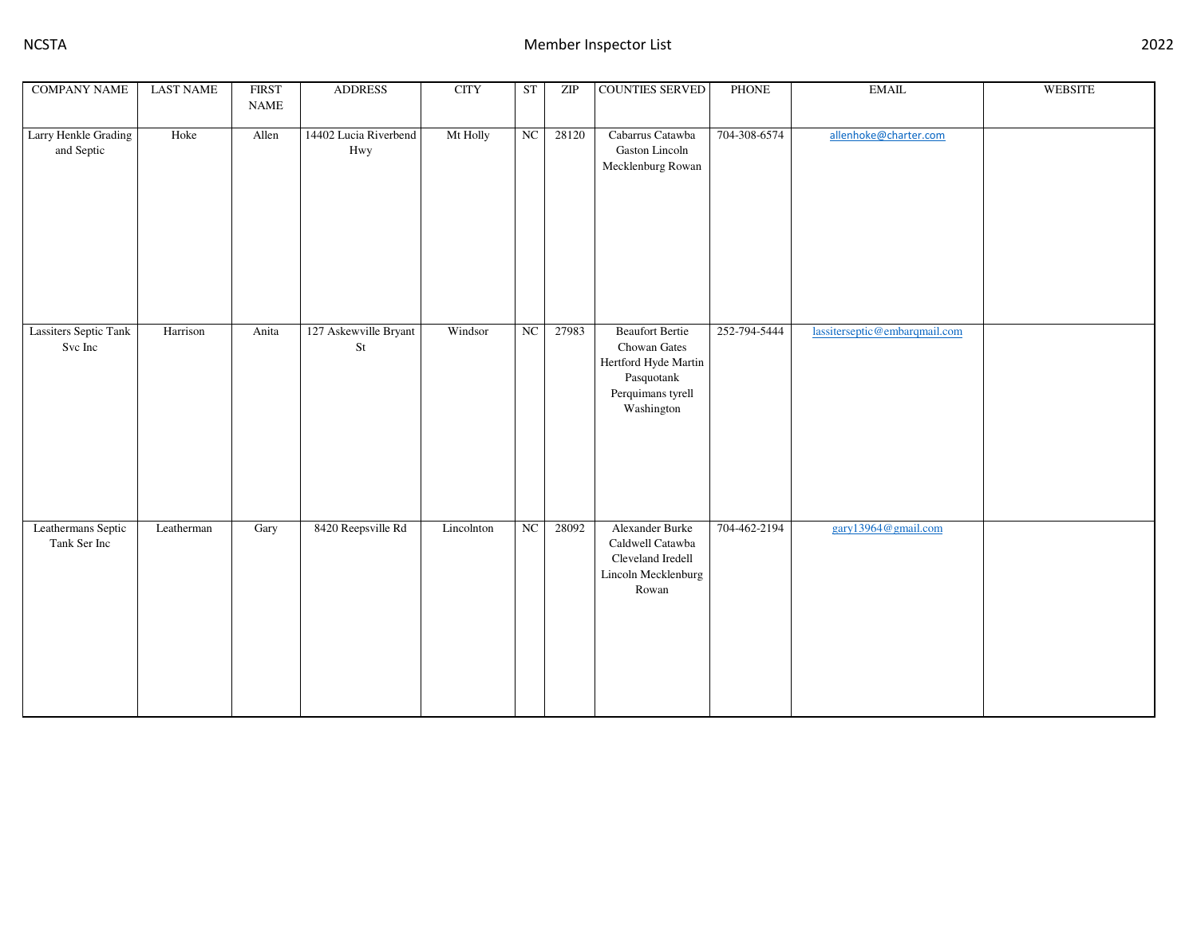| COMPANY NAME | LAST NAME | FIRST NAME | ADDRESS | CITY | ST | ZIP | COUNTIES SERVED | PHONE | EMAIL | WEBSITE |
|---|---|---|---|---|---|---|---|---|---|---|
| Larry Henkle Grading and Septic | Hoke | Allen | 14402 Lucia Riverbend Hwy | Mt Holly | NC | 28120 | Cabarrus Catawba Gaston Lincoln Mecklenburg Rowan | 704-308-6574 | allenhoke@charter.com | |
| Lassiters Septic Tank Svc Inc | Harrison | Anita | 127 Askewville Bryant St | Windsor | NC | 27983 | Beaufort Bertie Chowan Gates Hertford Hyde Martin Pasquotank Perquimans tyrell Washington | 252-794-5444 | lassiterseptic@embarqmail.com | |
| Leathermans Septic Tank Ser Inc | Leatherman | Gary | 8420 Reepsville Rd | Lincolnton | NC | 28092 | Alexander Burke Caldwell Catawba Cleveland Iredell Lincoln Mecklenburg Rowan | 704-462-2194 | gary13964@gmail.com | |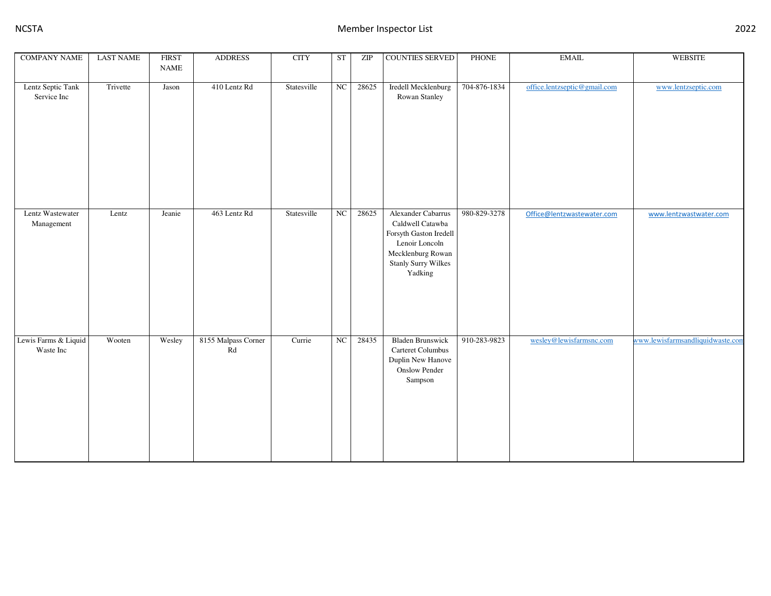| COMPANY NAME | LAST NAME | FIRST NAME | ADDRESS | CITY | ST | ZIP | COUNTIES SERVED | PHONE | EMAIL | WEBSITE |
|---|---|---|---|---|---|---|---|---|---|---|
| Lentz Septic Tank Service Inc | Trivette | Jason | 410 Lentz Rd | Statesville | NC | 28625 | Iredell Mecklenburg Rowan Stanley | 704-876-1834 | office.lentzseptic@gmail.com | www.lentzseptic.com |
| Lentz Wastewater Management | Lentz | Jeanie | 463 Lentz Rd | Statesville | NC | 28625 | Alexander Cabarrus Caldwell Catawba Forsyth Gaston Iredell Lenoir Loncoln Mecklenburg Rowan Stanly Surry Wilkes Yadking | 980-829-3278 | Office@lentzwastewater.com | www.lentzwastwater.com |
| Lewis Farms & Liquid Waste Inc | Wooten | Wesley | 8155 Malpass Corner Rd | Currie | NC | 28435 | Bladen Brunswick Carteret Columbus Duplin New Hanove Onslow Pender Sampson | 910-283-9823 | wesley@lewisfarmsnc.com | www.lewisfarmsandliquidwaste.com |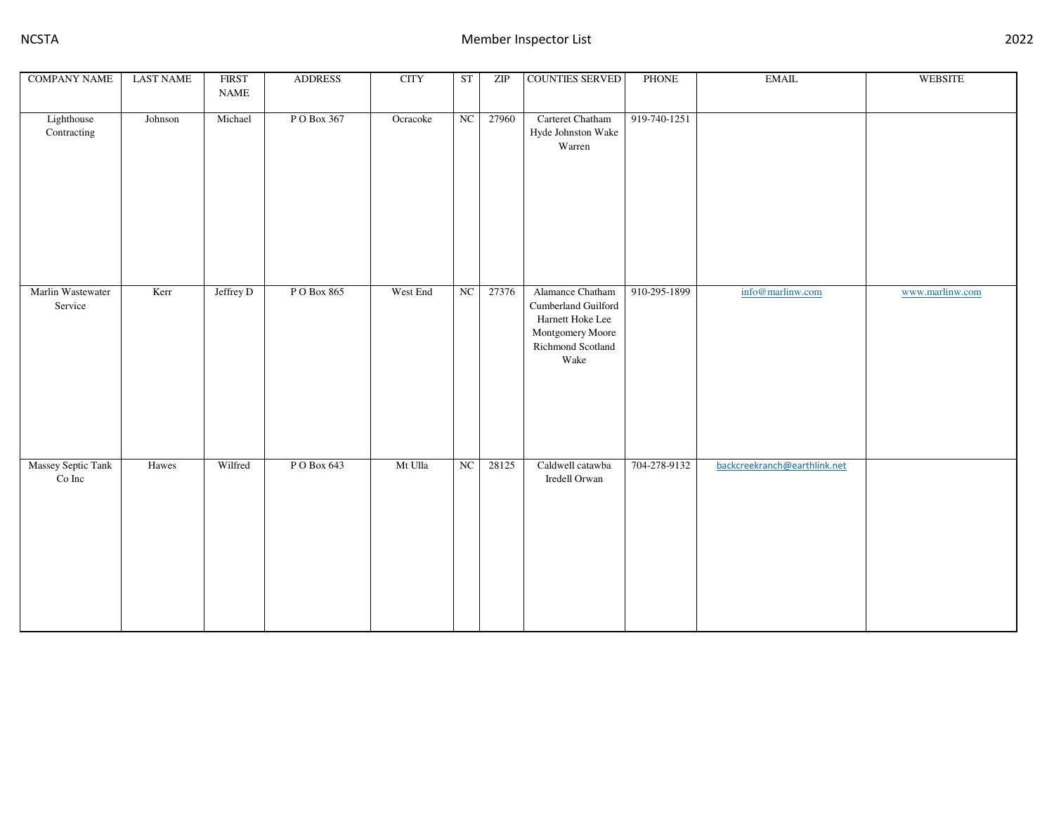| COMPANY NAME | LAST NAME | FIRST NAME | ADDRESS | CITY | ST | ZIP | COUNTIES SERVED | PHONE | EMAIL | WEBSITE |
|---|---|---|---|---|---|---|---|---|---|---|
| Lighthouse Contracting | Johnson | Michael | P O Box 367 | Ocracoke | NC | 27960 | Carteret Chatham Hyde Johnston Wake Warren | 919-740-1251 | | |
| Marlin Wastewater Service | Kerr | Jeffrey D | P O Box 865 | West End | NC | 27376 | Alamance Chatham Cumberland Guilford Harnett Hoke Lee Montgomery Moore Richmond Scotland Wake | 910-295-1899 | info@marlinw.com | www.marlinw.com |
| Massey Septic Tank Co Inc | Hawes | Wilfred | P O Box 643 | Mt Ulla | NC | 28125 | Caldwell catawba Iredell Orwan | 704-278-9132 | backcreekranch@earthlink.net | |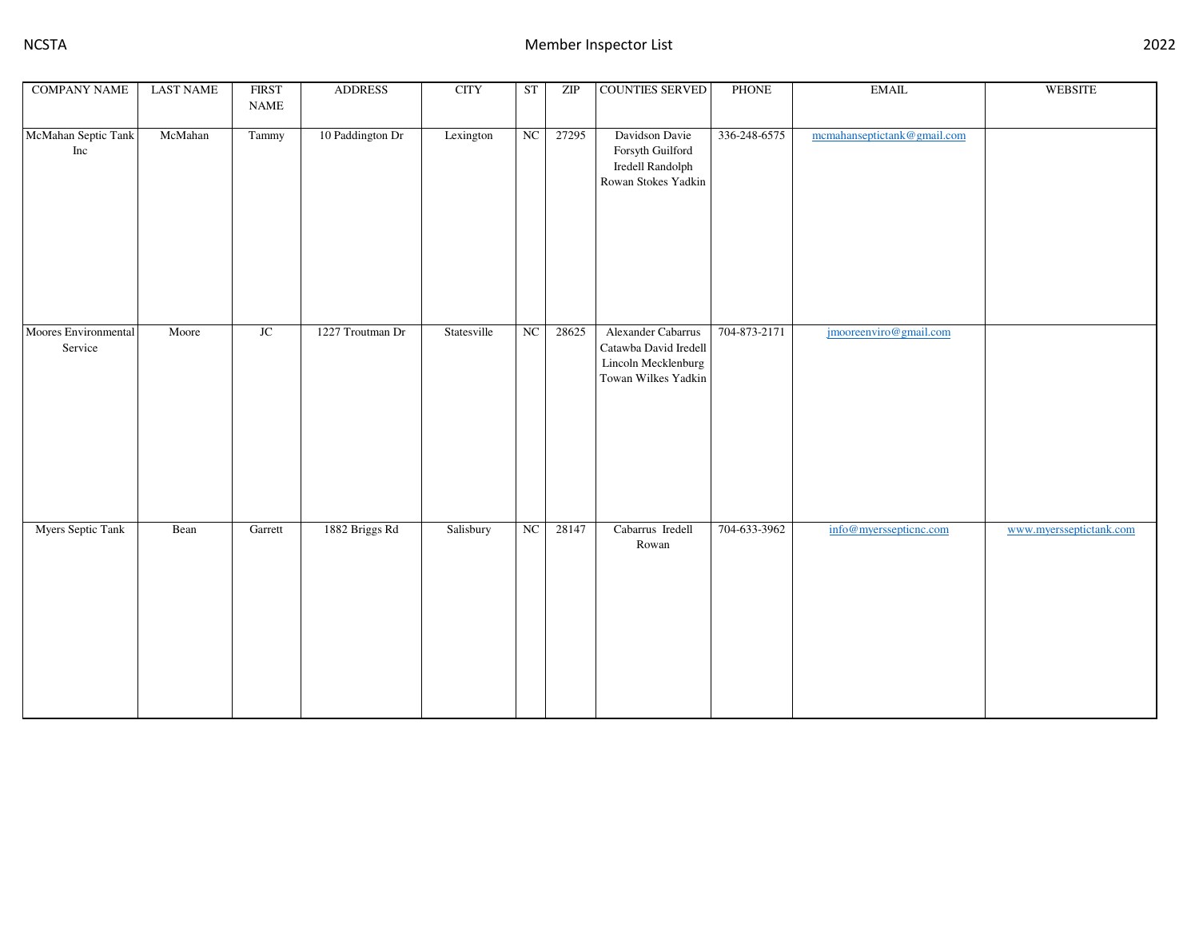| COMPANY NAME | LAST NAME | FIRST NAME | ADDRESS | CITY | ST | ZIP | COUNTIES SERVED | PHONE | EMAIL | WEBSITE |
|---|---|---|---|---|---|---|---|---|---|---|
| McMahan Septic Tank Inc | McMahan | Tammy | 10 Paddington Dr | Lexington | NC | 27295 | Davidson Davie Forsyth Guilford Iredell Randolph Rowan Stokes Yadkin | 336-248-6575 | mcmahanseptictank@gmail.com | |
| Moores Environmental Service | Moore | JC | 1227 Troutman Dr | Statesville | NC | 28625 | Alexander Cabarrus Catawba David Iredell Lincoln Mecklenburg Towan Wilkes Yadkin | 704-873-2171 | jmooreenviro@gmail.com | |
| Myers Septic Tank | Bean | Garrett | 1882 Briggs Rd | Salisbury | NC | 28147 | Cabarrus Iredell Rowan | 704-633-3962 | info@myerssepticnc.com | www.myersseptictank.com |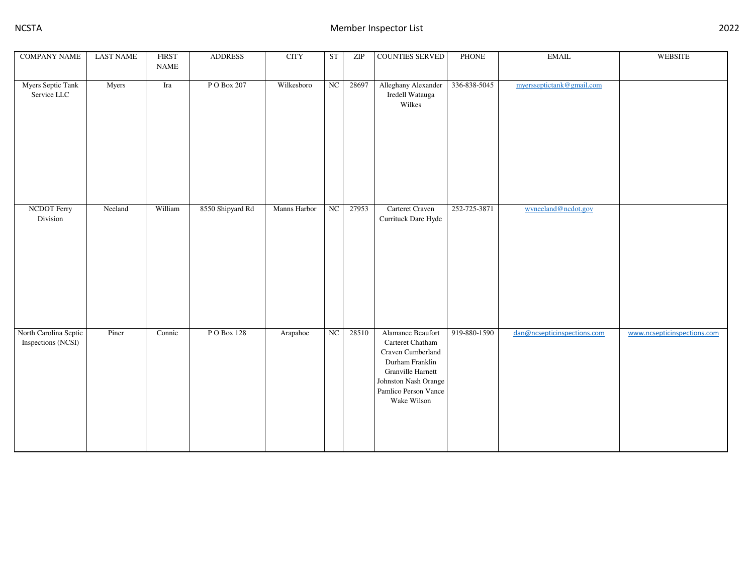| COMPANY NAME | LAST NAME | FIRST NAME | ADDRESS | CITY | ST | ZIP | COUNTIES SERVED | PHONE | EMAIL | WEBSITE |
|---|---|---|---|---|---|---|---|---|---|---|
| Myers Septic Tank Service LLC | Myers | Ira | P O Box 207 | Wilkesboro | NC | 28697 | Alleghany Alexander Iredell Watauga Wilkes | 336-838-5045 | myersseptictank@gmail.com | |
| NCDOT Ferry Division | Neeland | William | 8550 Shipyard Rd | Manns Harbor | NC | 27953 | Carteret Craven Currituck Dare Hyde | 252-725-3871 | wvneeland@ncdot.gov | |
| North Carolina Septic Inspections (NCSI) | Piner | Connie | P O Box 128 | Arapahoe | NC | 28510 | Alamance Beaufort Carteret Chatham Craven Cumberland Durham Franklin Granville Harnett Johnston Nash Orange Pamlico Person Vance Wake Wilson | 919-880-1590 | dan@ncsepticinspections.com | www.ncsepticinspections.com |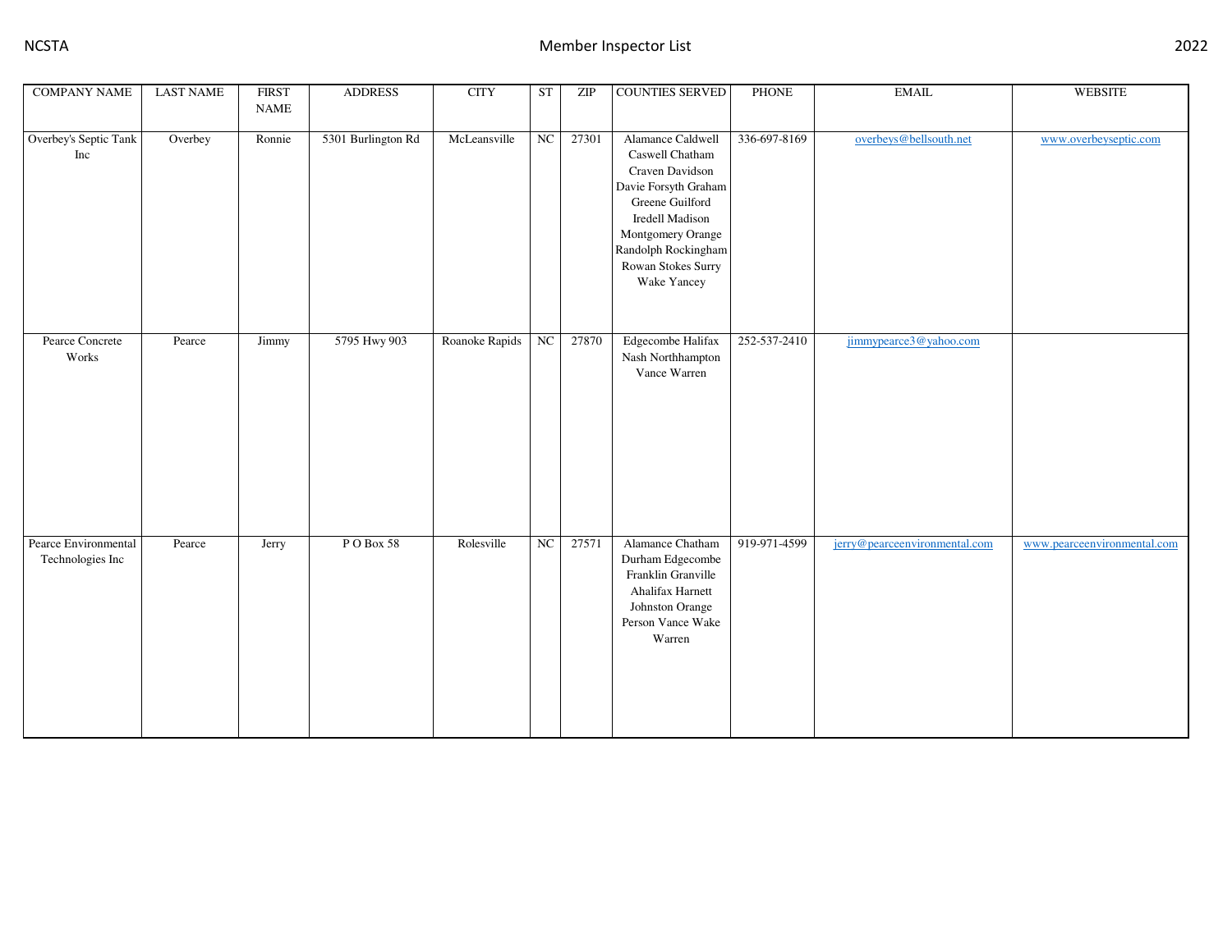| COMPANY NAME | LAST NAME | FIRST NAME | ADDRESS | CITY | ST | ZIP | COUNTIES SERVED | PHONE | EMAIL | WEBSITE |
|---|---|---|---|---|---|---|---|---|---|---|
| Overbey's Septic Tank Inc | Overbey | Ronnie | 5301 Burlington Rd | McLeansville | NC | 27301 | Alamance Caldwell Caswell Chatham Craven Davidson Davie Forsyth Graham Greene Guilford Iredell Madison Montgomery Orange Randolph Rockingham Rowan Stokes Surry Wake Yancey | 336-697-8169 | overbeys@bellsouth.net | www.overbeyseptic.com |
| Pearce Concrete Works | Pearce | Jimmy | 5795 Hwy 903 | Roanoke Rapids | NC | 27870 | Edgecombe Halifax Nash Northhampton Vance Warren | 252-537-2410 | jimmypearce3@yahoo.com | |
| Pearce Environmental Technologies Inc | Pearce | Jerry | P O Box 58 | Rolesville | NC | 27571 | Alamance Chatham Durham Edgecombe Franklin Granville Ahalifax Harnett Johnston Orange Person Vance Wake Warren | 919-971-4599 | jerry@pearceenvironmental.com | www.pearceenvironmental.com |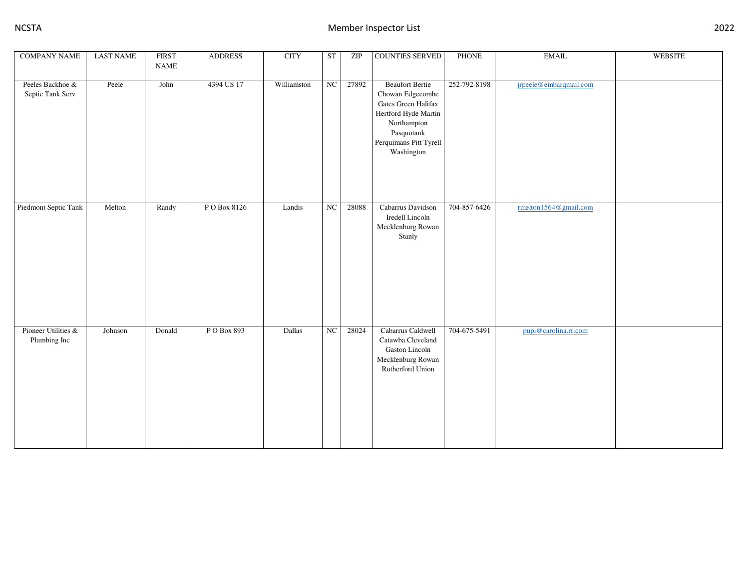| COMPANY NAME | LAST NAME | FIRST NAME | ADDRESS | CITY | ST | ZIP | COUNTIES SERVED | PHONE | EMAIL | WEBSITE |
|---|---|---|---|---|---|---|---|---|---|---|
| Peeles Backhoe & Septic Tank Serv | Peele | John | 4394 US 17 | Williamston | NC | 27892 | Beaufort Bertie Chowan Edgecombe Gates Green Halifax Hertford Hyde Martin Northampton Pasquotank Perquimans Pitt Tyrell Washington | 252-792-8198 | jrpeele@embarqmail.com | |
| Piedmont Septic Tank | Melton | Randy | P O Box 8126 | Landis | NC | 28088 | Cabarrus Davidson Iredell Lincoln Mecklenburg Rowan Stanly | 704-857-6426 | rmelton1564@gmail.com | |
| Pioneer Utilities & Plumbing Inc | Johnson | Donald | P O Box 893 | Dallas | NC | 28024 | Cabarrus Caldwell Catawba Cleveland Gaston Lincoln Mecklenburg Rowan Rutherford Union | 704-675-5491 | pupi@carolina.rr.com | |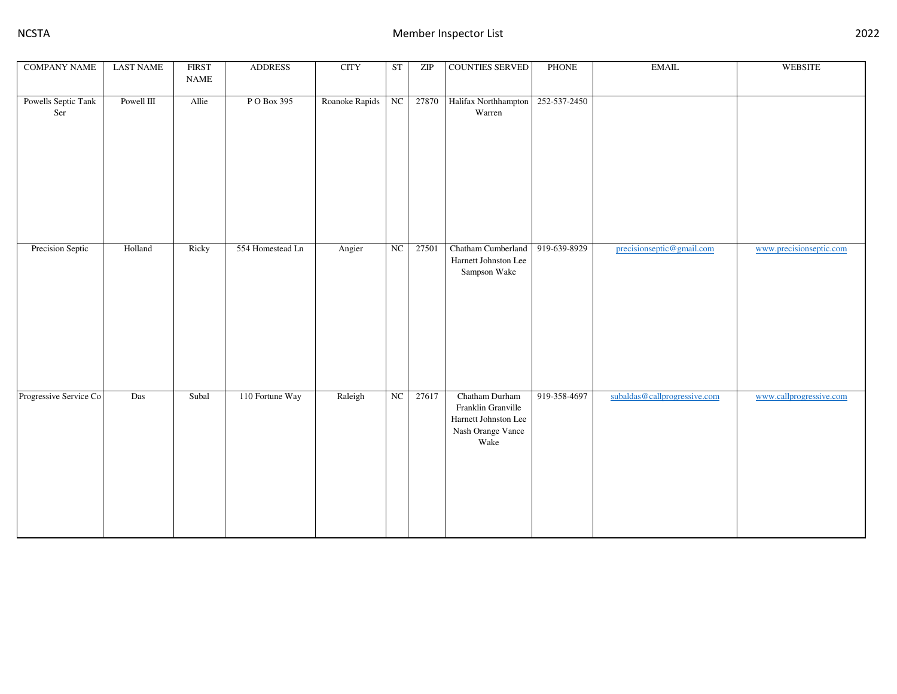| COMPANY NAME | LAST NAME | FIRST NAME | ADDRESS | CITY | ST | ZIP | COUNTIES SERVED | PHONE | EMAIL | WEBSITE |
|---|---|---|---|---|---|---|---|---|---|---|
| Powells Septic Tank Ser | Powell III | Allie | P O Box 395 | Roanoke Rapids | NC | 27870 | Halifax Northhampton Warren | 252-537-2450 | | |
| Precision Septic | Holland | Ricky | 554 Homestead Ln | Angier | NC | 27501 | Chatham Cumberland Harnett Johnston Lee Sampson Wake | 919-639-8929 | precisionseptic@gmail.com | www.precisionseptic.com |
| Progressive Service Co | Das | Subal | 110 Fortune Way | Raleigh | NC | 27617 | Chatham Durham Franklin Granville Harnett Johnston Lee Nash Orange Vance Wake | 919-358-4697 | subaldas@callprogressive.com | www.callprogressive.com |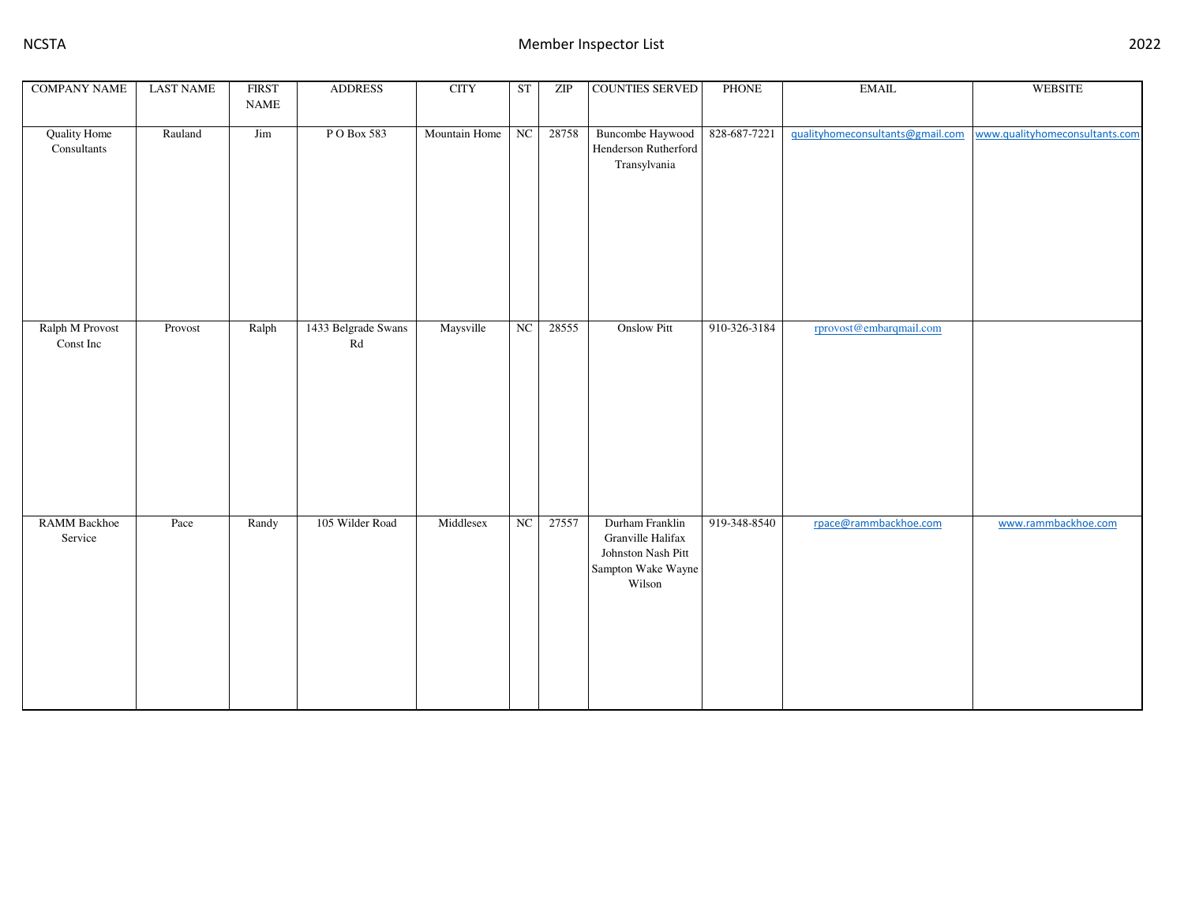| COMPANY NAME | LAST NAME | FIRST NAME | ADDRESS | CITY | ST | ZIP | COUNTIES SERVED | PHONE | EMAIL | WEBSITE |
|---|---|---|---|---|---|---|---|---|---|---|
| Quality Home Consultants | Rauland | Jim | P O Box 583 | Mountain Home | NC | 28758 | Buncombe Haywood Henderson Rutherford Transylvania | 828-687-7221 | qualityhomeconsultants@gmail.com | www.qualityhomeconsultants.com |
| Ralph M Provost Const Inc | Provost | Ralph | 1433 Belgrade Swans Rd | Maysville | NC | 28555 | Onslow Pitt | 910-326-3184 | rprovost@embarqmail.com | |
| RAMM Backhoe Service | Pace | Randy | 105 Wilder Road | Middlesex | NC | 27557 | Durham Franklin Granville Halifax Johnston Nash Pitt Sampton Wake Wayne Wilson | 919-348-8540 | rpace@rammbackhoe.com | www.rammbackhoe.com |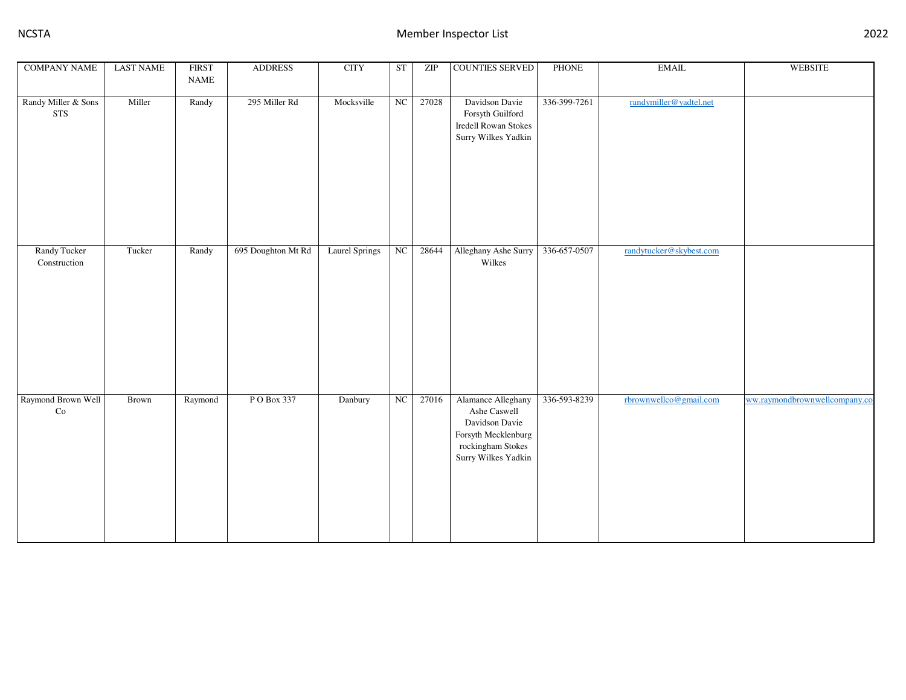| COMPANY NAME | LAST NAME | FIRST NAME | ADDRESS | CITY | ST | ZIP | COUNTIES SERVED | PHONE | EMAIL | WEBSITE |
|---|---|---|---|---|---|---|---|---|---|---|
| Randy Miller & Sons STS | Miller | Randy | 295 Miller Rd | Mocksville | NC | 27028 | Davidson Davie Forsyth Guilford Iredell Rowan Stokes Surry Wilkes Yadkin | 336-399-7261 | randymiller@yadtel.net | |
| Randy Tucker Construction | Tucker | Randy | 695 Doughton Mt Rd | Laurel Springs | NC | 28644 | Alleghany Ashe Surry Wilkes | 336-657-0507 | randytucker@skybest.com | |
| Raymond Brown Well Co | Brown | Raymond | P O Box 337 | Danbury | NC | 27016 | Alamance Alleghany Ashe Caswell Davidson Davie Forsyth Mecklenburg rockingham Stokes Surry Wilkes Yadkin | 336-593-8239 | rbrownwellco@gmail.com | ww.raymondbrownwellcompany.co |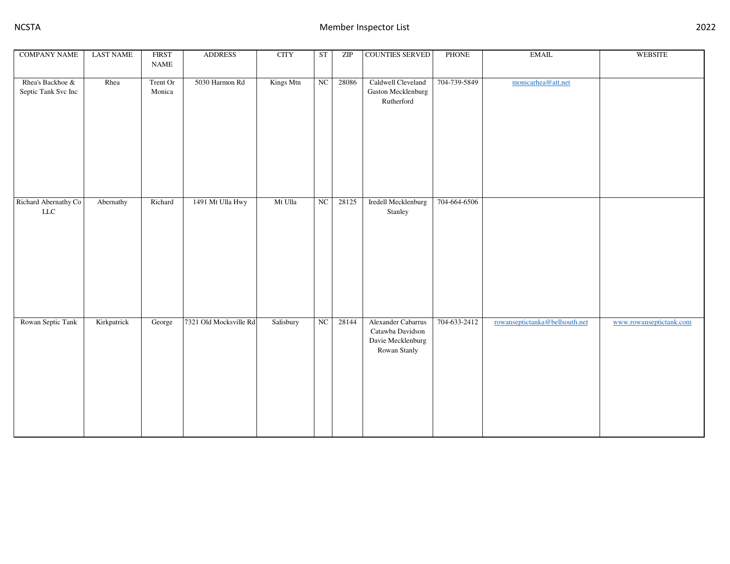| COMPANY NAME | LAST NAME | FIRST NAME | ADDRESS | CITY | ST | ZIP | COUNTIES SERVED | PHONE | EMAIL | WEBSITE |
|---|---|---|---|---|---|---|---|---|---|---|
| Rhea's Backhoe & Septic Tank Svc Inc | Rhea | Trent Or Monica | 5030 Harmon Rd | Kings Mtn | NC | 28086 | Caldwell Cleveland Gaston Mecklenburg Rutherford | 704-739-5849 | monicarhea@att.net | |
| Richard Abernathy Co LLC | Abernathy | Richard | 1491 Mt Ulla Hwy | Mt Ulla | NC | 28125 | Iredell Mecklenburg Stanley | 704-664-6506 | | |
| Rowan Septic Tank | Kirkpatrick | George | 7321 Old Mocksville Rd | Salisbury | NC | 28144 | Alexander Cabarrus Catawba Davidson Davie Mecklenburg Rowan Stanly | 704-633-2412 | rowanseptictanka@bellsouth.net | www.rowanseptictank.com |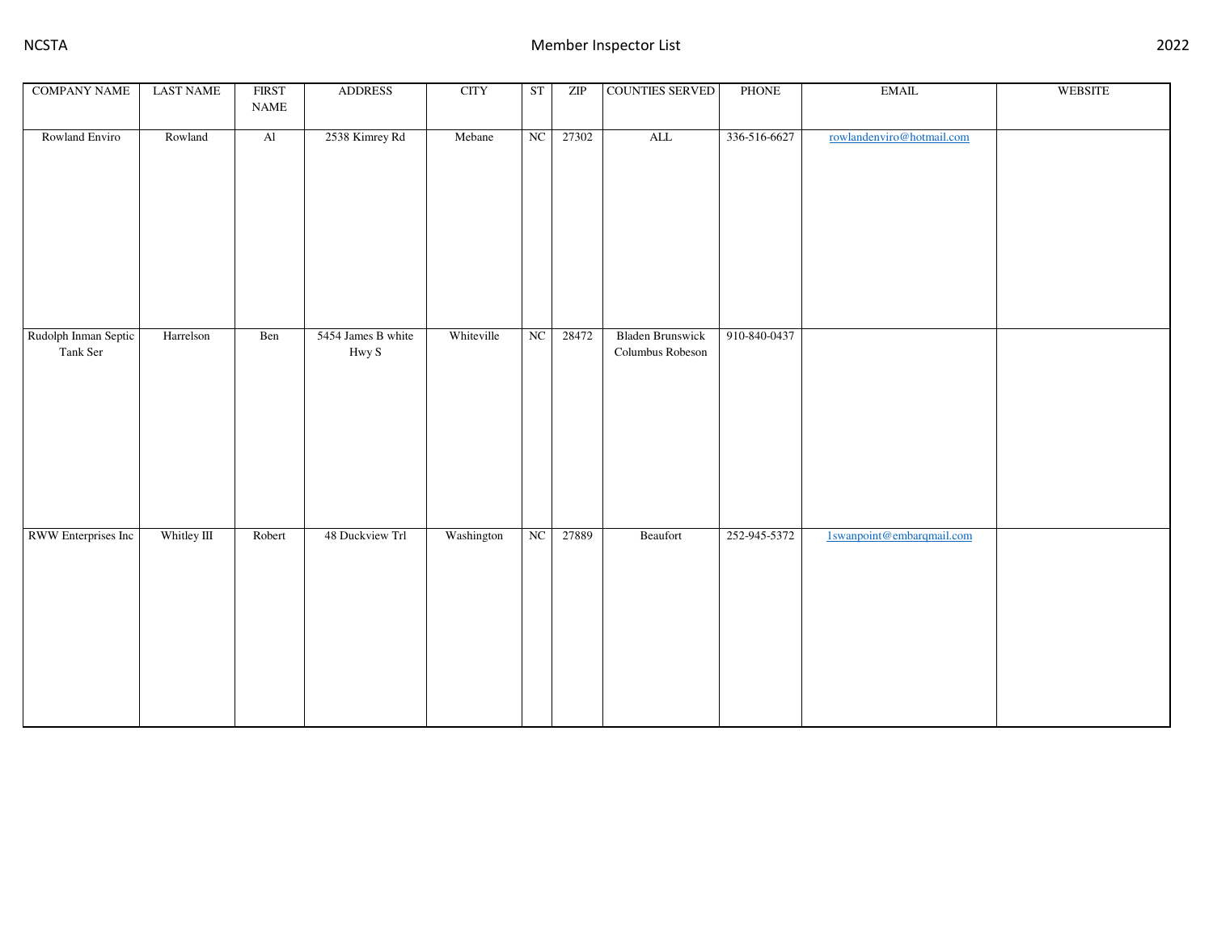| COMPANY NAME | LAST NAME | FIRST NAME | ADDRESS | CITY | ST | ZIP | COUNTIES SERVED | PHONE | EMAIL | WEBSITE |
|---|---|---|---|---|---|---|---|---|---|---|
| Rowland Enviro | Rowland | Al | 2538 Kimrey Rd | Mebane | NC | 27302 | ALL | 336-516-6627 | rowlandenviro@hotmail.com | |
| Rudolph Inman Septic Tank Ser | Harrelson | Ben | 5454 James B white Hwy S | Whiteville | NC | 28472 | Bladen Brunswick Columbus Robeson | 910-840-0437 | | |
| RWW Enterprises Inc | Whitley III | Robert | 48 Duckview Trl | Washington | NC | 27889 | Beaufort | 252-945-5372 | 1swanpoint@embarqmail.com | |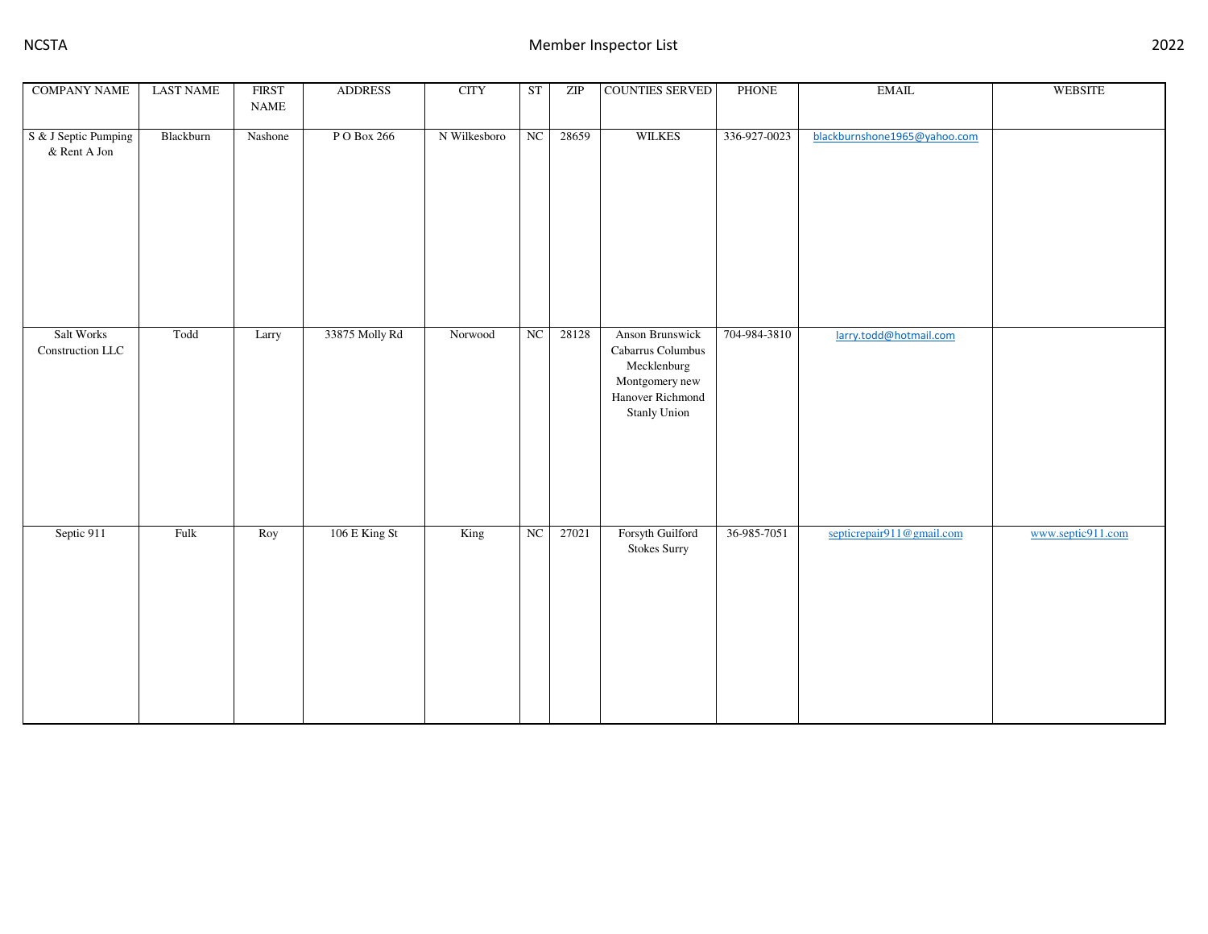| COMPANY NAME | LAST NAME | FIRST NAME | ADDRESS | CITY | ST | ZIP | COUNTIES SERVED | PHONE | EMAIL | WEBSITE |
|---|---|---|---|---|---|---|---|---|---|---|
| S & J Septic Pumping & Rent A Jon | Blackburn | Nashone | P O Box 266 | N Wilkesboro | NC | 28659 | WILKES | 336-927-0023 | blackburnshone1965@yahoo.com | |
| Salt Works Construction LLC | Todd | Larry | 33875 Molly Rd | Norwood | NC | 28128 | Anson Brunswick Cabarrus Columbus Mecklenburg Montgomery new Hanover Richmond Stanly Union | 704-984-3810 | larry.todd@hotmail.com | |
| Septic 911 | Fulk | Roy | 106 E King St | King | NC | 27021 | Forsyth Guilford Stokes Surry | 36-985-7051 | septicrepair911@gmail.com | www.septic911.com |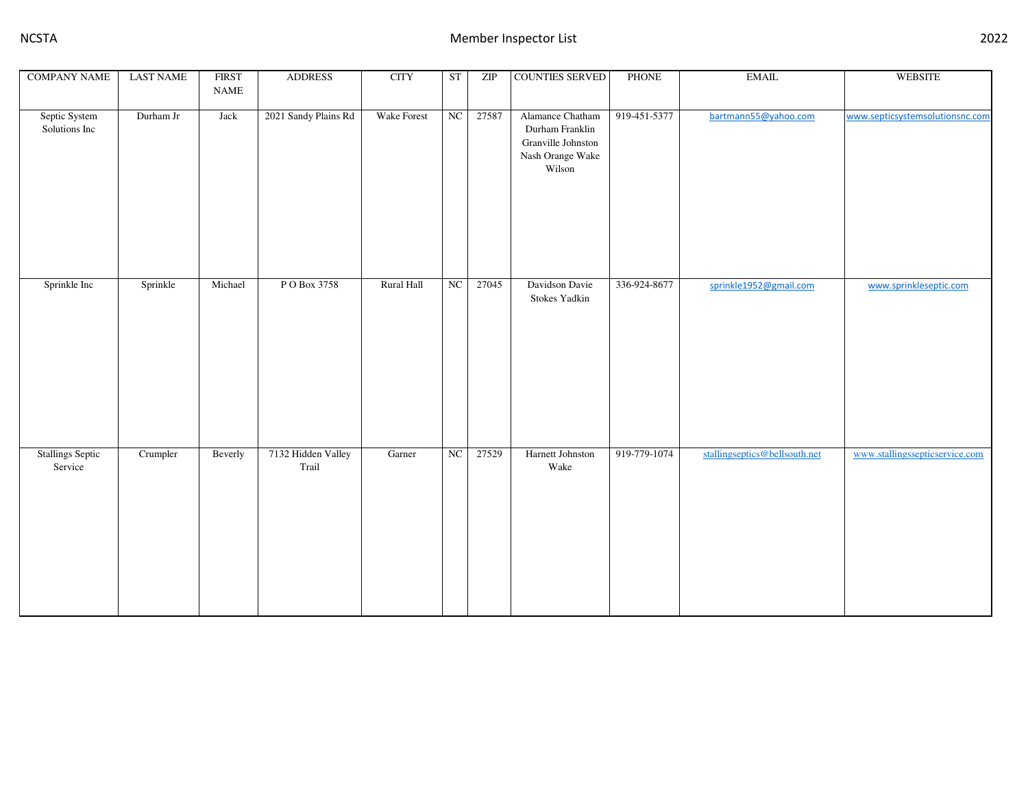| COMPANY NAME | LAST NAME | FIRST NAME | ADDRESS | CITY | ST | ZIP | COUNTIES SERVED | PHONE | EMAIL | WEBSITE |
|---|---|---|---|---|---|---|---|---|---|---|
| Septic System Solutions Inc | Durham Jr | Jack | 2021 Sandy Plains Rd | Wake Forest | NC | 27587 | Alamance Chatham Durham Franklin Granville Johnston Nash Orange Wake Wilson | 919-451-5377 | bartmann55@yahoo.com | www.septicsystemsolutionsnc.com |
| Sprinkle Inc | Sprinkle | Michael | P O Box 3758 | Rural Hall | NC | 27045 | Davidson Davie Stokes Yadkin | 336-924-8677 | sprinkle1952@gmail.com | www.sprinkleseptic.com |
| Stallings Septic Service | Crumpler | Beverly | 7132 Hidden Valley Trail | Garner | NC | 27529 | Harnett Johnston Wake | 919-779-1074 | stallingseptics@bellsouth.net | www.stallingssepticservice.com |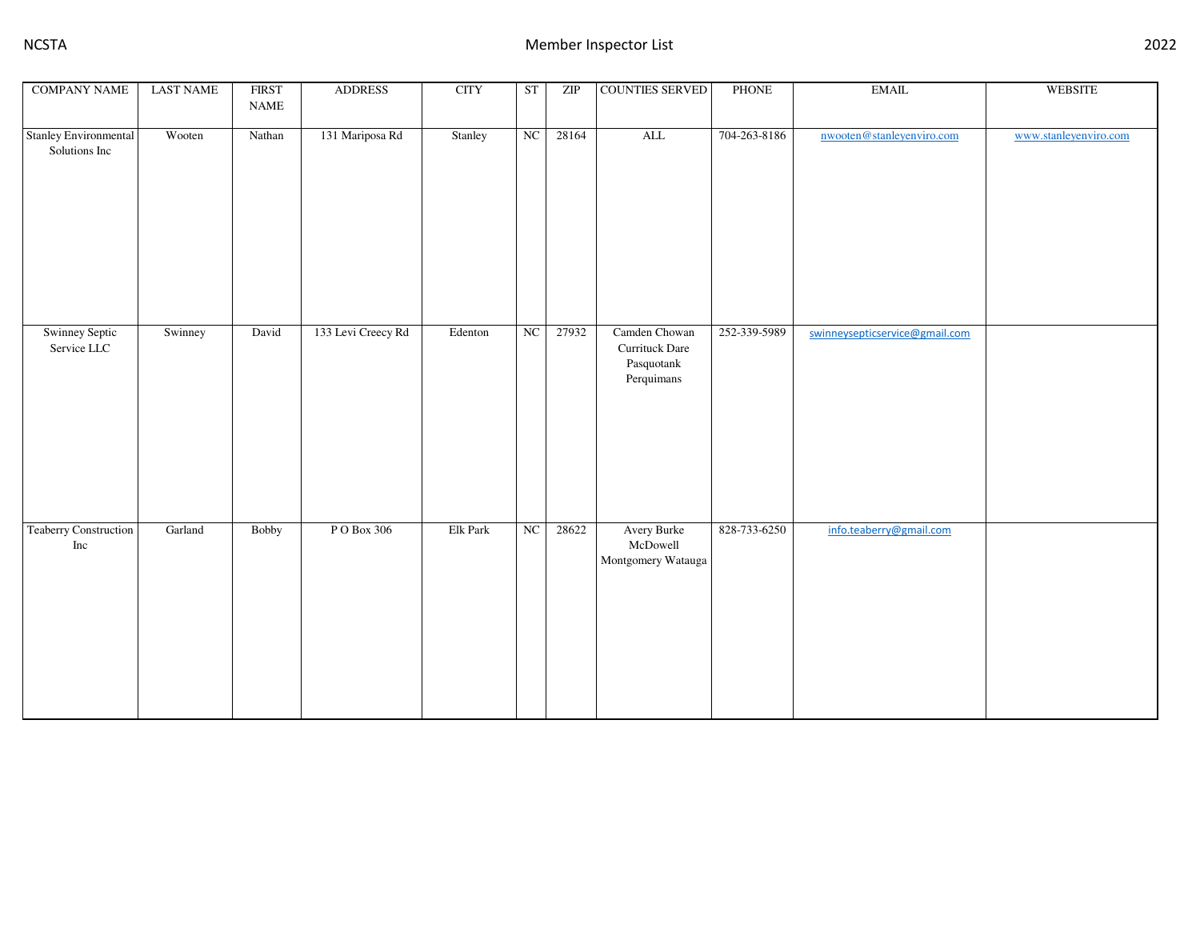| COMPANY NAME | LAST NAME | FIRST NAME | ADDRESS | CITY | ST | ZIP | COUNTIES SERVED | PHONE | EMAIL | WEBSITE |
|---|---|---|---|---|---|---|---|---|---|---|
| Stanley Environmental Solutions Inc | Wooten | Nathan | 131 Mariposa Rd | Stanley | NC | 28164 | ALL | 704-263-8186 | nwooten@stanleyenviro.com | www.stanleyenviro.com |
| Swinney Septic Service LLC | Swinney | David | 133 Levi Creecy Rd | Edenton | NC | 27932 | Camden Chowan Currituck Dare Pasquotank Perquimans | 252-339-5989 | swinneysepticservice@gmail.com | |
| Teaberry Construction Inc | Garland | Bobby | P O Box 306 | Elk Park | NC | 28622 | Avery Burke McDowell Montgomery Watauga | 828-733-6250 | info.teaberry@gmail.com | |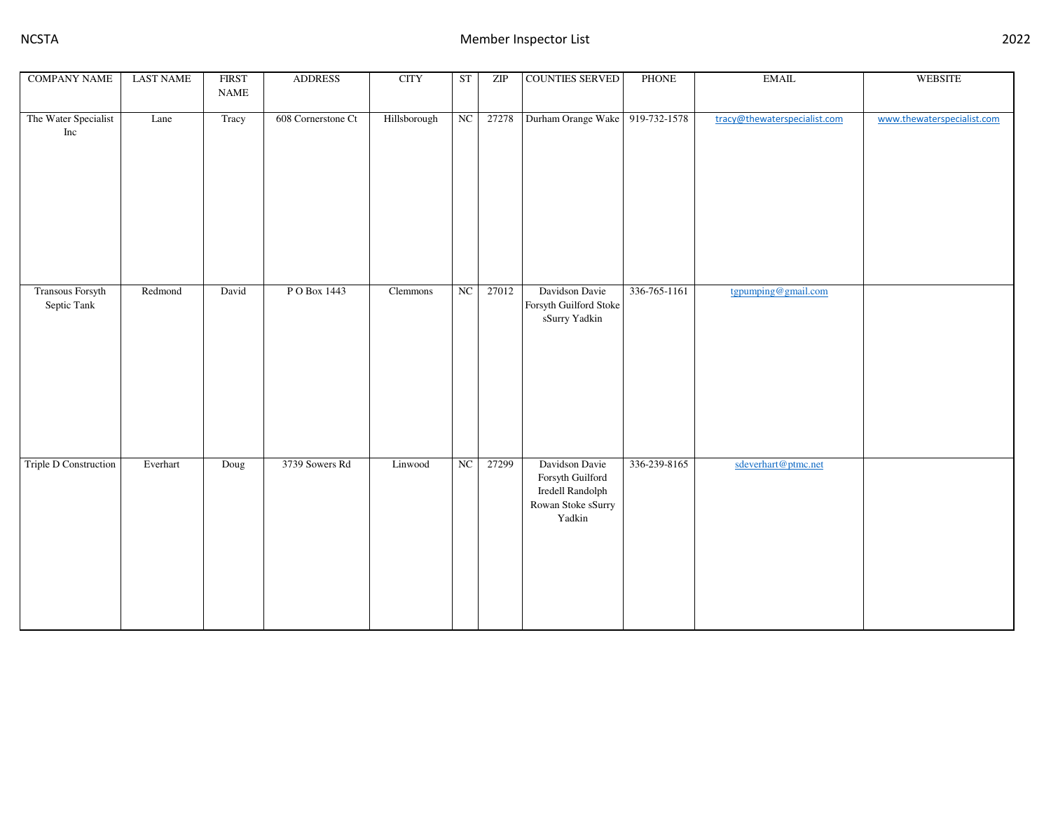| COMPANY NAME | LAST NAME | FIRST NAME | ADDRESS | CITY | ST | ZIP | COUNTIES SERVED | PHONE | EMAIL | WEBSITE |
|---|---|---|---|---|---|---|---|---|---|---|
| The Water Specialist Inc | Lane | Tracy | 608 Cornerstone Ct | Hillsborough | NC | 27278 | Durham Orange Wake | 919-732-1578 | tracy@thewaterspecialist.com | www.thewaterspecialist.com |
| Transous Forsyth Septic Tank | Redmond | David | P O Box 1443 | Clemmons | NC | 27012 | Davidson Davie Forsyth Guilford Stoke sSurry Yadkin | 336-765-1161 | tgpumping@gmail.com | |
| Triple D Construction | Everhart | Doug | 3739 Sowers Rd | Linwood | NC | 27299 | Davidson Davie Forsyth Guilford Iredell Randolph Rowan Stoke sSurry Yadkin | 336-239-8165 | sdeverhart@ptmc.net | |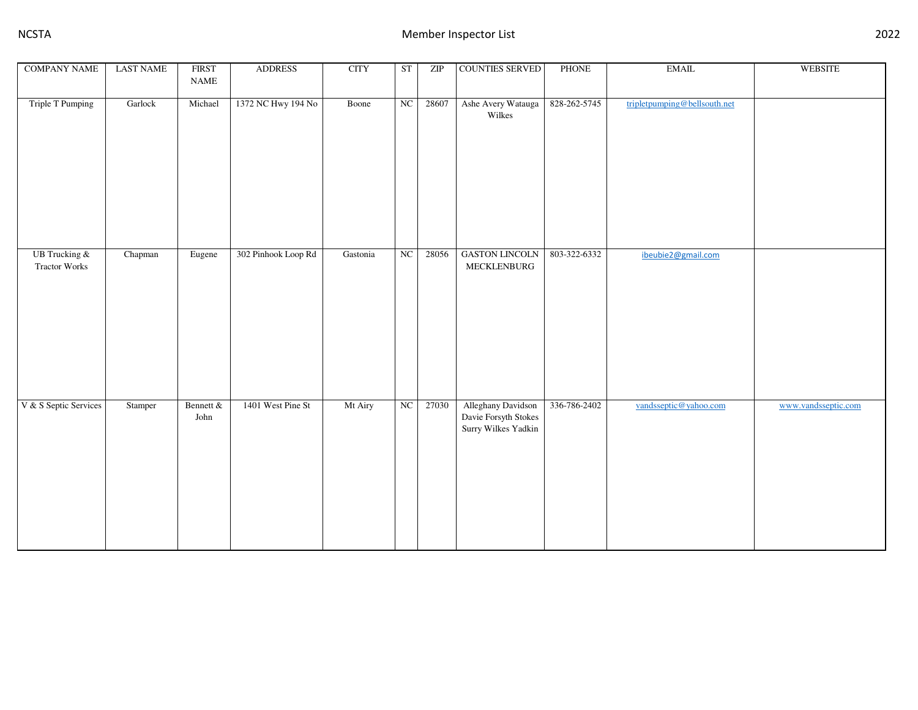| COMPANY NAME | LAST NAME | FIRST NAME | ADDRESS | CITY | ST | ZIP | COUNTIES SERVED | PHONE | EMAIL | WEBSITE |
|---|---|---|---|---|---|---|---|---|---|---|
| Triple T Pumping | Garlock | Michael | 1372 NC Hwy 194 No | Boone | NC | 28607 | Ashe Avery Watauga Wilkes | 828-262-5745 | tripletpumping@bellsouth.net | |
| UB Trucking & Tractor Works | Chapman | Eugene | 302 Pinhook Loop Rd | Gastonia | NC | 28056 | GASTON LINCOLN MECKLENBURG | 803-322-6332 | ibeubie2@gmail.com | |
| V & S Septic Services | Stamper | Bennett & John | 1401 West Pine St | Mt Airy | NC | 27030 | Alleghany Davidson Davie Forsyth Stokes Surry Wilkes Yadkin | 336-786-2402 | vandsseptic@yahoo.com | www.vandsseptic.com |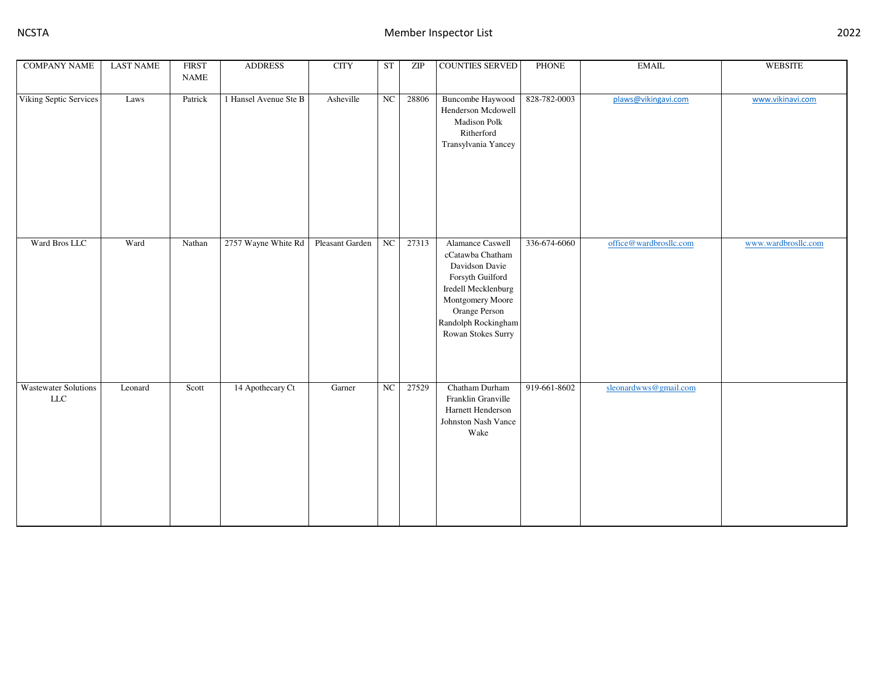| COMPANY NAME | LAST NAME | FIRST NAME | ADDRESS | CITY | ST | ZIP | COUNTIES SERVED | PHONE | EMAIL | WEBSITE |
|---|---|---|---|---|---|---|---|---|---|---|
| Viking Septic Services | Laws | Patrick | 1 Hansel Avenue Ste B | Asheville | NC | 28806 | Buncombe Haywood Henderson Mcdowell Madison Polk Ritherford Transylvania Yancey | 828-782-0003 | plaws@vikingavi.com | www.vikinavi.com |
| Ward Bros LLC | Ward | Nathan | 2757 Wayne White Rd | Pleasant Garden | NC | 27313 | Alamance Caswell cCatawba Chatham Davidson Davie Forsyth Guilford Iredell Mecklenburg Montgomery Moore Orange Person Randolph Rockingham Rowan Stokes Surry | 336-674-6060 | office@wardbrosllc.com | www.wardbrosllc.com |
| Wastewater Solutions LLC | Leonard | Scott | 14 Apothecary Ct | Garner | NC | 27529 | Chatham Durham Franklin Granville Harnett Henderson Johnston Nash Vance Wake | 919-661-8602 | sleonardwws@gmail.com | |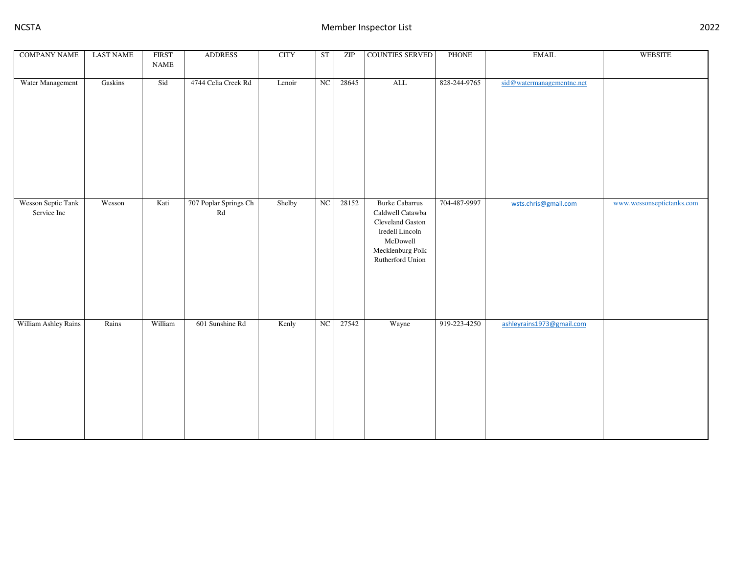| COMPANY NAME | LAST NAME | FIRST NAME | ADDRESS | CITY | ST | ZIP | COUNTIES SERVED | PHONE | EMAIL | WEBSITE |
|---|---|---|---|---|---|---|---|---|---|---|
| Water Management | Gaskins | Sid | 4744 Celia Creek Rd | Lenoir | NC | 28645 | ALL | 828-244-9765 | sid@watermanagementnc.net | |
| Wesson Septic Tank Service Inc | Wesson | Kati | 707 Poplar Springs Ch Rd | Shelby | NC | 28152 | Burke Cabarrus Caldwell Catawba Cleveland Gaston Iredell Lincoln McDowell Mecklenburg Polk Rutherford Union | 704-487-9997 | wsts.chris@gmail.com | www.wessonseptictanks.com |
| William Ashley Rains | Rains | William | 601 Sunshine Rd | Kenly | NC | 27542 | Wayne | 919-223-4250 | ashleyrains1973@gmail.com | |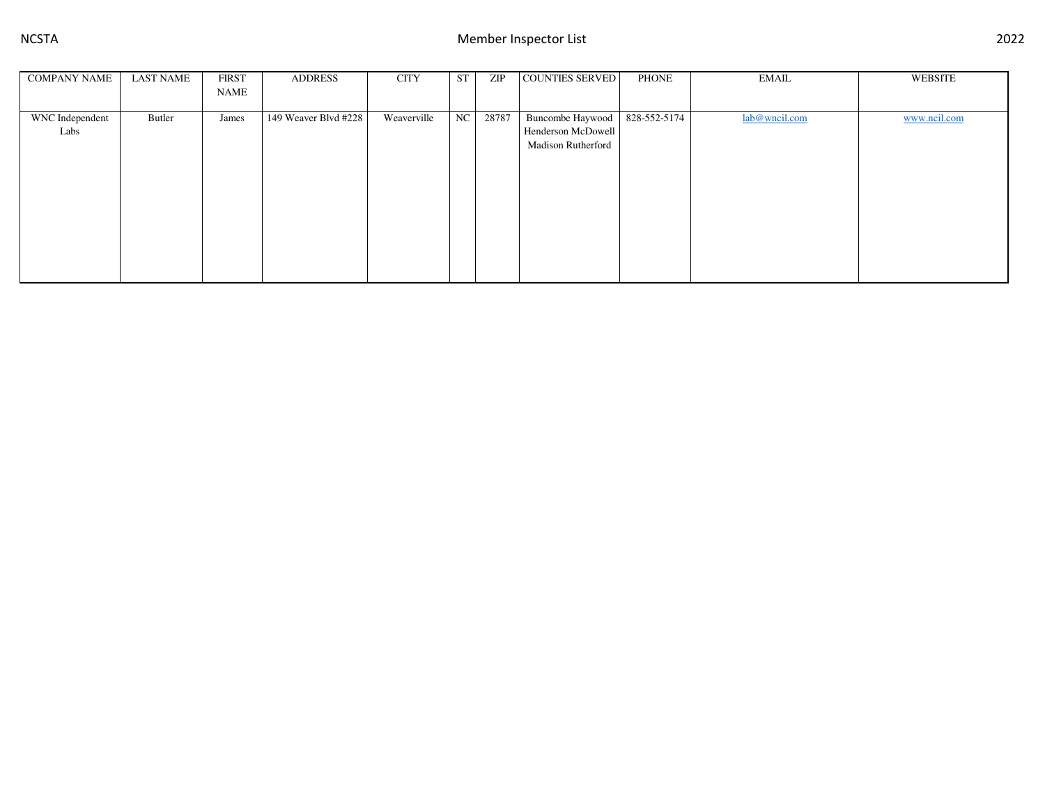| COMPANY NAME | LAST NAME | FIRST NAME | ADDRESS | CITY | ST | ZIP | COUNTIES SERVED | PHONE | EMAIL | WEBSITE |
|---|---|---|---|---|---|---|---|---|---|---|
| WNC Independent Labs | Butler | James | 149 Weaver Blvd #228 | Weaverville | NC | 28787 | Buncombe Haywood Henderson McDowell Madison Rutherford | 828-552-5174 | lab@wncil.com | www.ncil.com |